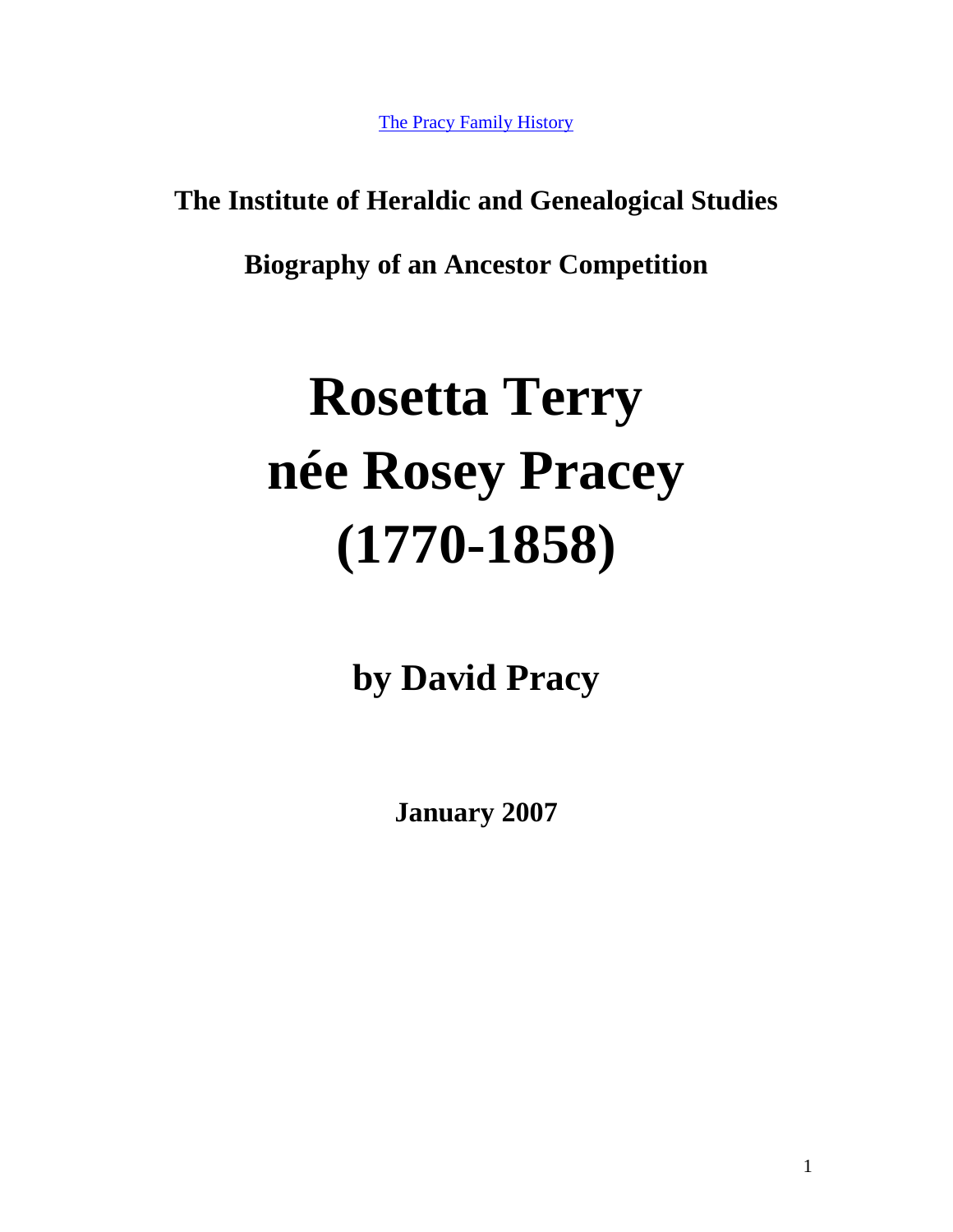[The Pracy Family History]

**The Institute of Heraldic and Genealogical Studies**

**Biography of an Ancestor Competition**

# Rosetta Terry née Rosey Pracey (1770-1858)

## by David Pracy

**January 2007**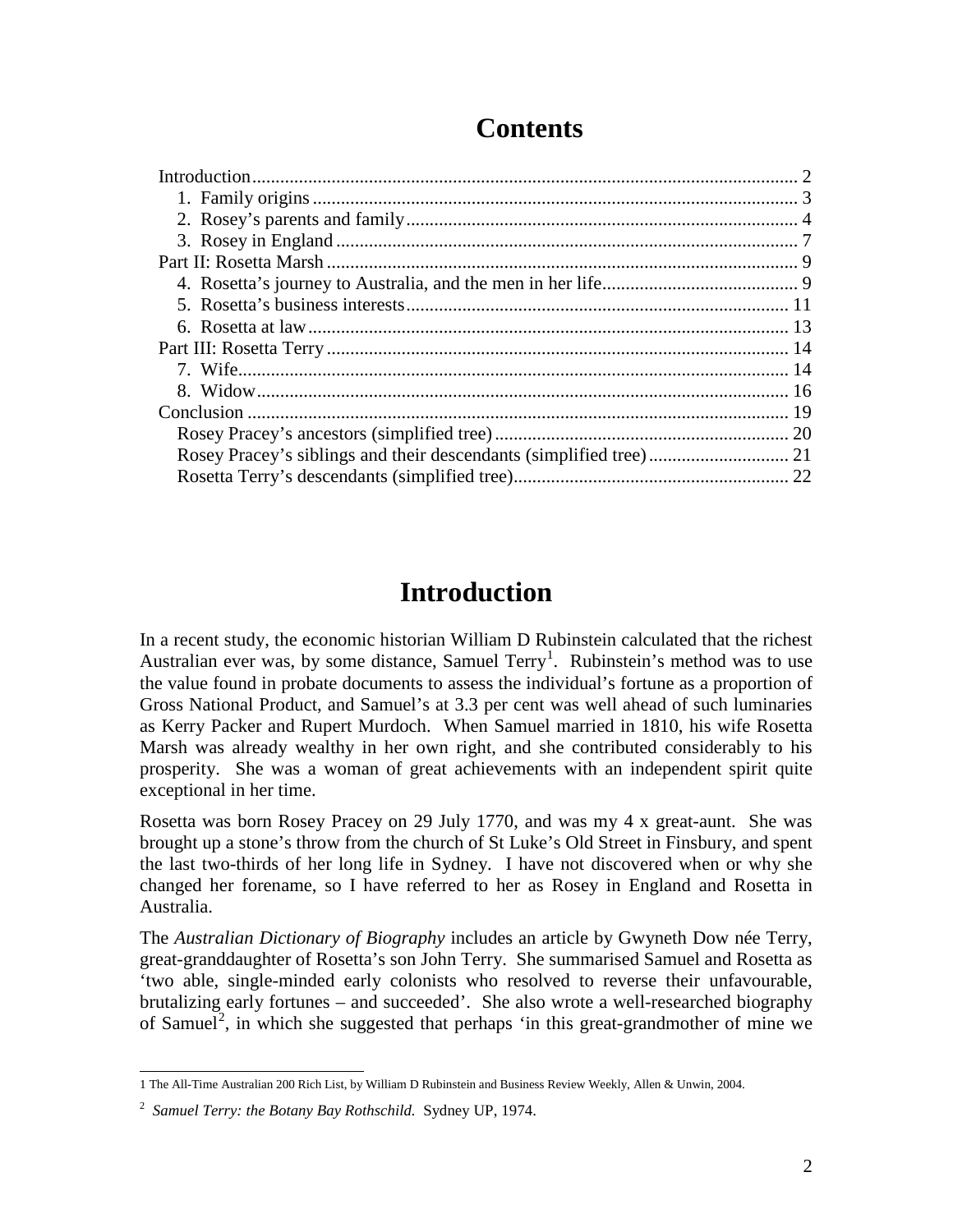# Contents

- Introduction ........ 2
  - 1. Family origins ........ 3
  - 2. Rosey's parents and family ........ 4
  - 3. Rosey in England ........ 7
- Part II: Rosetta Marsh ........ 9
  - 4. Rosetta's journey to Australia, and the men in her life ........ 9
  - 5. Rosetta's business interests ........ 11
  - 6. Rosetta at law ........ 13
- Part III: Rosetta Terry ........ 14
  - 7. Wife ........ 14
  - 8. Widow ........ 16
- Conclusion ........ 19
  - Rosey Pracey's ancestors (simplified tree) ........ 20
  - Rosey Pracey's siblings and their descendants (simplified tree) ........ 21
  - Rosetta Terry's descendants (simplified tree) ........ 22

# Introduction

In a recent study, the economic historian William D Rubinstein calculated that the richest Australian ever was, by some distance, Samuel Terry[1]. Rubinstein's method was to use the value found in probate documents to assess the individual's fortune as a proportion of Gross National Product, and Samuel's at 3.3 per cent was well ahead of such luminaries as Kerry Packer and Rupert Murdoch. When Samuel married in 1810, his wife Rosetta Marsh was already wealthy in her own right, and she contributed considerably to his prosperity. She was a woman of great achievements with an independent spirit quite exceptional in her time.

Rosetta was born Rosey Pracey on 29 July 1770, and was my 4 x great-aunt. She was brought up a stone's throw from the church of St Luke's Old Street in Finsbury, and spent the last two-thirds of her long life in Sydney. I have not discovered when or why she changed her forename, so I have referred to her as Rosey in England and Rosetta in Australia.

The *Australian Dictionary of Biography* includes an article by Gwyneth Dow née Terry, great-granddaughter of Rosetta's son John Terry. She summarised Samuel and Rosetta as 'two able, single-minded early colonists who resolved to reverse their unfavourable, brutalizing early fortunes – and succeeded'. She also wrote a well-researched biography of Samuel[2], in which she suggested that perhaps 'in this great-grandmother of mine we

---

1 The All-Time Australian 200 Rich List, by William D Rubinstein and Business Review Weekly, Allen & Unwin, 2004.

2 *Samuel Terry: the Botany Bay Rothschild.* Sydney UP, 1974.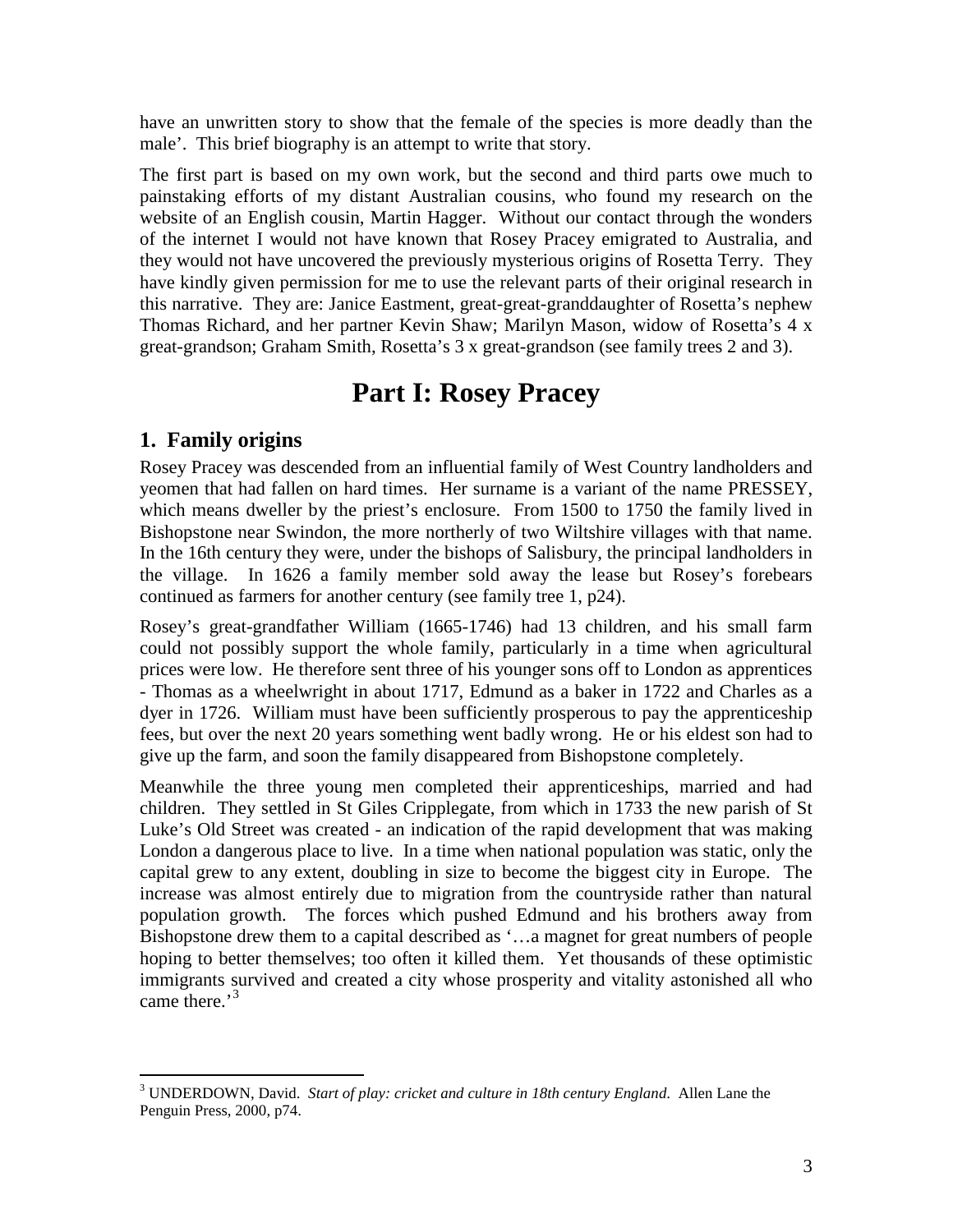have an unwritten story to show that the female of the species is more deadly than the male'. This brief biography is an attempt to write that story.

The first part is based on my own work, but the second and third parts owe much to painstaking efforts of my distant Australian cousins, who found my research on the website of an English cousin, Martin Hagger. Without our contact through the wonders of the internet I would not have known that Rosey Pracey emigrated to Australia, and they would not have uncovered the previously mysterious origins of Rosetta Terry. They have kindly given permission for me to use the relevant parts of their original research in this narrative. They are: Janice Eastment, great-great-granddaughter of Rosetta's nephew Thomas Richard, and her partner Kevin Shaw; Marilyn Mason, widow of Rosetta's 4 x great-grandson; Graham Smith, Rosetta's 3 x great-grandson (see family trees 2 and 3).

# Part I: Rosey Pracey

## 1. Family origins

Rosey Pracey was descended from an influential family of West Country landholders and yeomen that had fallen on hard times. Her surname is a variant of the name PRESSEY, which means dweller by the priest's enclosure. From 1500 to 1750 the family lived in Bishopstone near Swindon, the more northerly of two Wiltshire villages with that name. In the 16th century they were, under the bishops of Salisbury, the principal landholders in the village. In 1626 a family member sold away the lease but Rosey's forebears continued as farmers for another century (see family tree 1, p24).

Rosey's great-grandfather William (1665-1746) had 13 children, and his small farm could not possibly support the whole family, particularly in a time when agricultural prices were low. He therefore sent three of his younger sons off to London as apprentices - Thomas as a wheelwright in about 1717, Edmund as a baker in 1722 and Charles as a dyer in 1726. William must have been sufficiently prosperous to pay the apprenticeship fees, but over the next 20 years something went badly wrong. He or his eldest son had to give up the farm, and soon the family disappeared from Bishopstone completely.

Meanwhile the three young men completed their apprenticeships, married and had children. They settled in St Giles Cripplegate, from which in 1733 the new parish of St Luke's Old Street was created - an indication of the rapid development that was making London a dangerous place to live. In a time when national population was static, only the capital grew to any extent, doubling in size to become the biggest city in Europe. The increase was almost entirely due to migration from the countryside rather than natural population growth. The forces which pushed Edmund and his brothers away from Bishopstone drew them to a capital described as '…a magnet for great numbers of people hoping to better themselves; too often it killed them. Yet thousands of these optimistic immigrants survived and created a city whose prosperity and vitality astonished all who came there.'[3]

---

[3] UNDERDOWN, David. *Start of play: cricket and culture in 18th century England*. Allen Lane the Penguin Press, 2000, p74.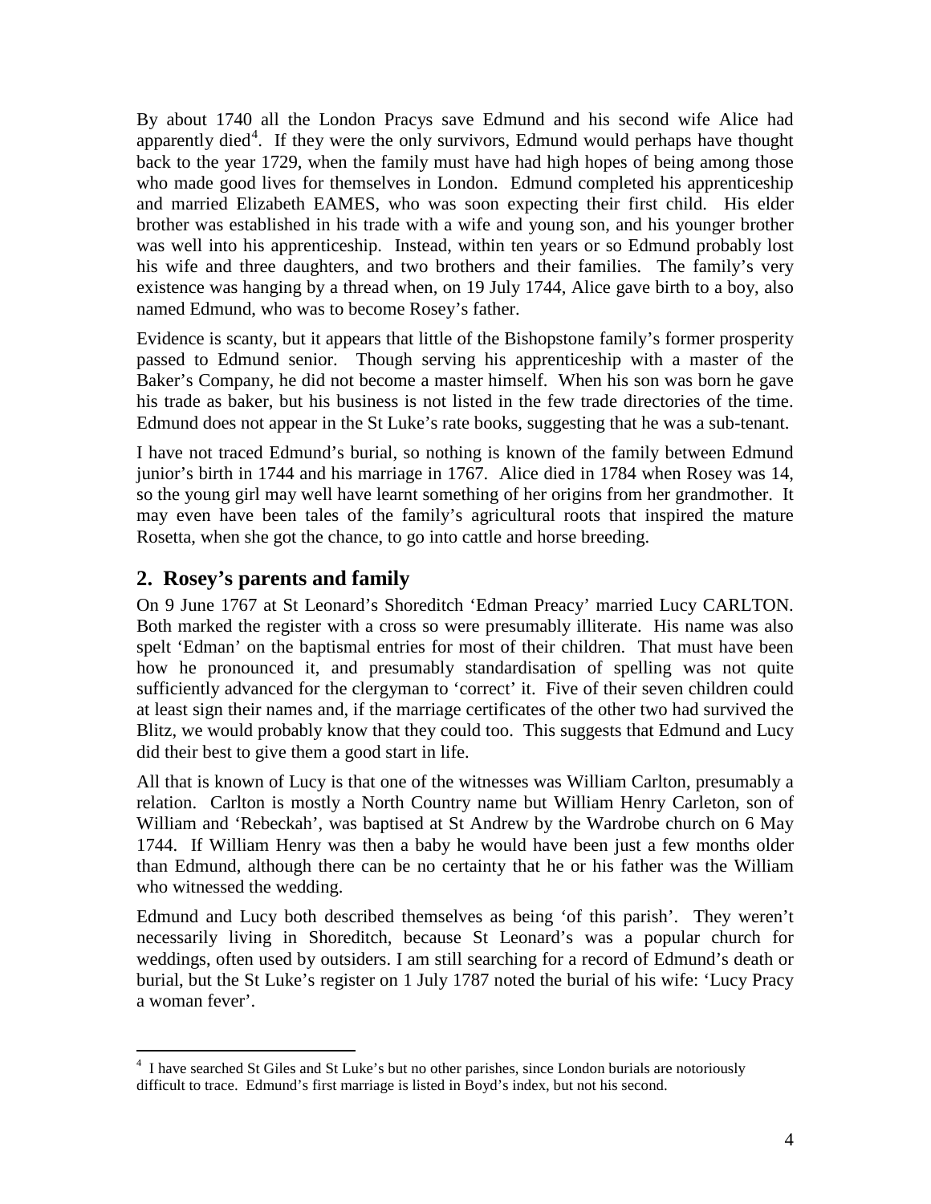By about 1740 all the London Pracys save Edmund and his second wife Alice had apparently died[4]. If they were the only survivors, Edmund would perhaps have thought back to the year 1729, when the family must have had high hopes of being among those who made good lives for themselves in London. Edmund completed his apprenticeship and married Elizabeth EAMES, who was soon expecting their first child. His elder brother was established in his trade with a wife and young son, and his younger brother was well into his apprenticeship. Instead, within ten years or so Edmund probably lost his wife and three daughters, and two brothers and their families. The family's very existence was hanging by a thread when, on 19 July 1744, Alice gave birth to a boy, also named Edmund, who was to become Rosey's father.

Evidence is scanty, but it appears that little of the Bishopstone family's former prosperity passed to Edmund senior. Though serving his apprenticeship with a master of the Baker's Company, he did not become a master himself. When his son was born he gave his trade as baker, but his business is not listed in the few trade directories of the time. Edmund does not appear in the St Luke's rate books, suggesting that he was a sub-tenant.

I have not traced Edmund's burial, so nothing is known of the family between Edmund junior's birth in 1744 and his marriage in 1767. Alice died in 1784 when Rosey was 14, so the young girl may well have learnt something of her origins from her grandmother. It may even have been tales of the family's agricultural roots that inspired the mature Rosetta, when she got the chance, to go into cattle and horse breeding.

## 2. Rosey's parents and family

On 9 June 1767 at St Leonard's Shoreditch 'Edman Preacy' married Lucy CARLTON. Both marked the register with a cross so were presumably illiterate. His name was also spelt 'Edman' on the baptismal entries for most of their children. That must have been how he pronounced it, and presumably standardisation of spelling was not quite sufficiently advanced for the clergyman to 'correct' it. Five of their seven children could at least sign their names and, if the marriage certificates of the other two had survived the Blitz, we would probably know that they could too. This suggests that Edmund and Lucy did their best to give them a good start in life.

All that is known of Lucy is that one of the witnesses was William Carlton, presumably a relation. Carlton is mostly a North Country name but William Henry Carleton, son of William and 'Rebeckah', was baptised at St Andrew by the Wardrobe church on 6 May 1744. If William Henry was then a baby he would have been just a few months older than Edmund, although there can be no certainty that he or his father was the William who witnessed the wedding.

Edmund and Lucy both described themselves as being 'of this parish'. They weren't necessarily living in Shoreditch, because St Leonard's was a popular church for weddings, often used by outsiders. I am still searching for a record of Edmund's death or burial, but the St Luke's register on 1 July 1787 noted the burial of his wife: 'Lucy Pracy a woman fever'.

---

[4] I have searched St Giles and St Luke's but no other parishes, since London burials are notoriously difficult to trace. Edmund's first marriage is listed in Boyd's index, but not his second.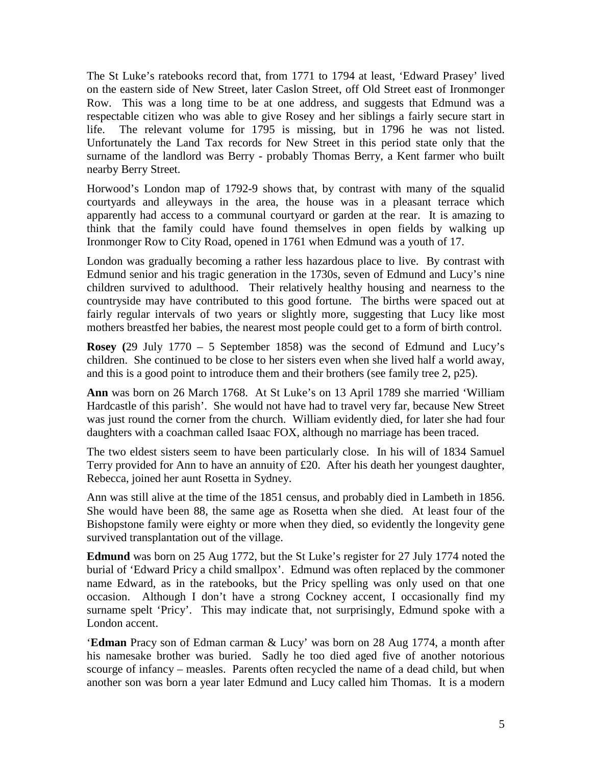The St Luke's ratebooks record that, from 1771 to 1794 at least, 'Edward Prasey' lived on the eastern side of New Street, later Caslon Street, off Old Street east of Ironmonger Row. This was a long time to be at one address, and suggests that Edmund was a respectable citizen who was able to give Rosey and her siblings a fairly secure start in life. The relevant volume for 1795 is missing, but in 1796 he was not listed. Unfortunately the Land Tax records for New Street in this period state only that the surname of the landlord was Berry - probably Thomas Berry, a Kent farmer who built nearby Berry Street.

Horwood's London map of 1792-9 shows that, by contrast with many of the squalid courtyards and alleyways in the area, the house was in a pleasant terrace which apparently had access to a communal courtyard or garden at the rear. It is amazing to think that the family could have found themselves in open fields by walking up Ironmonger Row to City Road, opened in 1761 when Edmund was a youth of 17.

London was gradually becoming a rather less hazardous place to live. By contrast with Edmund senior and his tragic generation in the 1730s, seven of Edmund and Lucy's nine children survived to adulthood. Their relatively healthy housing and nearness to the countryside may have contributed to this good fortune. The births were spaced out at fairly regular intervals of two years or slightly more, suggesting that Lucy like most mothers breastfed her babies, the nearest most people could get to a form of birth control.

**Rosey (**29 July 1770 – 5 September 1858) was the second of Edmund and Lucy's children. She continued to be close to her sisters even when she lived half a world away, and this is a good point to introduce them and their brothers (see family tree 2, p25).

**Ann** was born on 26 March 1768. At St Luke's on 13 April 1789 she married 'William Hardcastle of this parish'. She would not have had to travel very far, because New Street was just round the corner from the church. William evidently died, for later she had four daughters with a coachman called Isaac FOX, although no marriage has been traced.

The two eldest sisters seem to have been particularly close. In his will of 1834 Samuel Terry provided for Ann to have an annuity of £20. After his death her youngest daughter, Rebecca, joined her aunt Rosetta in Sydney.

Ann was still alive at the time of the 1851 census, and probably died in Lambeth in 1856. She would have been 88, the same age as Rosetta when she died. At least four of the Bishopstone family were eighty or more when they died, so evidently the longevity gene survived transplantation out of the village.

**Edmund** was born on 25 Aug 1772, but the St Luke's register for 27 July 1774 noted the burial of 'Edward Pricy a child smallpox'. Edmund was often replaced by the commoner name Edward, as in the ratebooks, but the Pricy spelling was only used on that one occasion. Although I don't have a strong Cockney accent, I occasionally find my surname spelt 'Pricy'. This may indicate that, not surprisingly, Edmund spoke with a London accent.

'**Edman** Pracy son of Edman carman & Lucy' was born on 28 Aug 1774, a month after his namesake brother was buried. Sadly he too died aged five of another notorious scourge of infancy – measles. Parents often recycled the name of a dead child, but when another son was born a year later Edmund and Lucy called him Thomas. It is a modern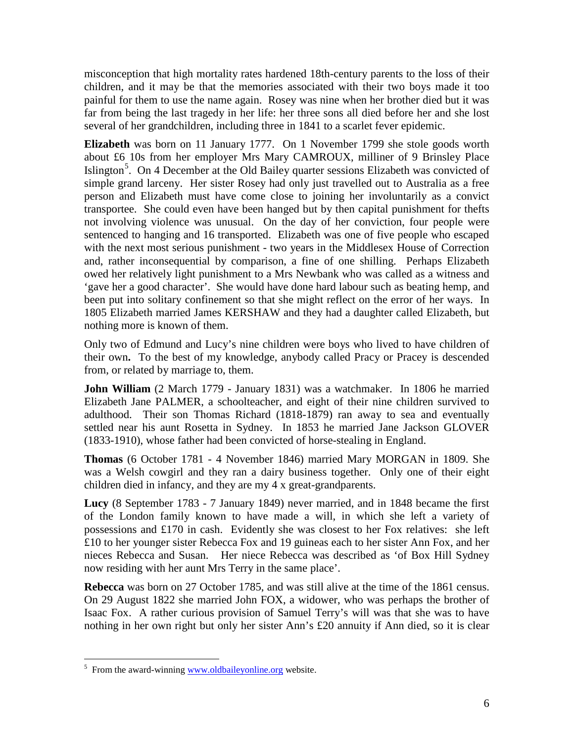misconception that high mortality rates hardened 18th-century parents to the loss of their children, and it may be that the memories associated with their two boys made it too painful for them to use the name again. Rosey was nine when her brother died but it was far from being the last tragedy in her life: her three sons all died before her and she lost several of her grandchildren, including three in 1841 to a scarlet fever epidemic.

**Elizabeth** was born on 11 January 1777. On 1 November 1799 she stole goods worth about £6 10s from her employer Mrs Mary CAMROUX, milliner of 9 Brinsley Place Islington[5]. On 4 December at the Old Bailey quarter sessions Elizabeth was convicted of simple grand larceny. Her sister Rosey had only just travelled out to Australia as a free person and Elizabeth must have come close to joining her involuntarily as a convict transportee. She could even have been hanged but by then capital punishment for thefts not involving violence was unusual. On the day of her conviction, four people were sentenced to hanging and 16 transported. Elizabeth was one of five people who escaped with the next most serious punishment - two years in the Middlesex House of Correction and, rather inconsequential by comparison, a fine of one shilling. Perhaps Elizabeth owed her relatively light punishment to a Mrs Newbank who was called as a witness and 'gave her a good character'. She would have done hard labour such as beating hemp, and been put into solitary confinement so that she might reflect on the error of her ways. In 1805 Elizabeth married James KERSHAW and they had a daughter called Elizabeth, but nothing more is known of them.

Only two of Edmund and Lucy's nine children were boys who lived to have children of their own. To the best of my knowledge, anybody called Pracy or Pracey is descended from, or related by marriage to, them.

**John William** (2 March 1779 - January 1831) was a watchmaker. In 1806 he married Elizabeth Jane PALMER, a schoolteacher, and eight of their nine children survived to adulthood. Their son Thomas Richard (1818-1879) ran away to sea and eventually settled near his aunt Rosetta in Sydney. In 1853 he married Jane Jackson GLOVER (1833-1910), whose father had been convicted of horse-stealing in England.

**Thomas** (6 October 1781 - 4 November 1846) married Mary MORGAN in 1809. She was a Welsh cowgirl and they ran a dairy business together. Only one of their eight children died in infancy, and they are my 4 x great-grandparents.

**Lucy** (8 September 1783 - 7 January 1849) never married, and in 1848 became the first of the London family known to have made a will, in which she left a variety of possessions and £170 in cash. Evidently she was closest to her Fox relatives: she left £10 to her younger sister Rebecca Fox and 19 guineas each to her sister Ann Fox, and her nieces Rebecca and Susan. Her niece Rebecca was described as 'of Box Hill Sydney now residing with her aunt Mrs Terry in the same place'.

**Rebecca** was born on 27 October 1785, and was still alive at the time of the 1861 census. On 29 August 1822 she married John FOX, a widower, who was perhaps the brother of Isaac Fox. A rather curious provision of Samuel Terry's will was that she was to have nothing in her own right but only her sister Ann's £20 annuity if Ann died, so it is clear

---

[5] From the award-winning www.oldbaileyonline.org website.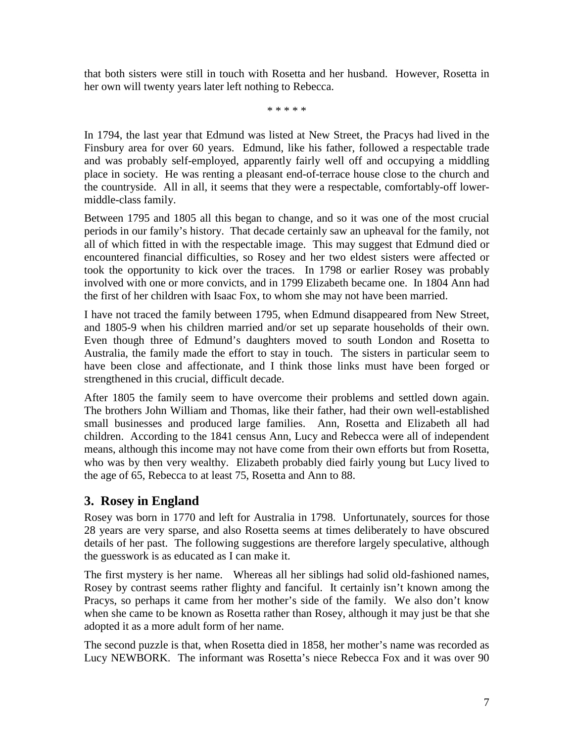that both sisters were still in touch with Rosetta and her husband. However, Rosetta in her own will twenty years later left nothing to Rebecca.

\* \* \* \* \*

In 1794, the last year that Edmund was listed at New Street, the Pracys had lived in the Finsbury area for over 60 years. Edmund, like his father, followed a respectable trade and was probably self-employed, apparently fairly well off and occupying a middling place in society. He was renting a pleasant end-of-terrace house close to the church and the countryside. All in all, it seems that they were a respectable, comfortably-off lower-middle-class family.

Between 1795 and 1805 all this began to change, and so it was one of the most crucial periods in our family's history. That decade certainly saw an upheaval for the family, not all of which fitted in with the respectable image. This may suggest that Edmund died or encountered financial difficulties, so Rosey and her two eldest sisters were affected or took the opportunity to kick over the traces. In 1798 or earlier Rosey was probably involved with one or more convicts, and in 1799 Elizabeth became one. In 1804 Ann had the first of her children with Isaac Fox, to whom she may not have been married.

I have not traced the family between 1795, when Edmund disappeared from New Street, and 1805-9 when his children married and/or set up separate households of their own. Even though three of Edmund's daughters moved to south London and Rosetta to Australia, the family made the effort to stay in touch. The sisters in particular seem to have been close and affectionate, and I think those links must have been forged or strengthened in this crucial, difficult decade.

After 1805 the family seem to have overcome their problems and settled down again. The brothers John William and Thomas, like their father, had their own well-established small businesses and produced large families. Ann, Rosetta and Elizabeth all had children. According to the 1841 census Ann, Lucy and Rebecca were all of independent means, although this income may not have come from their own efforts but from Rosetta, who was by then very wealthy. Elizabeth probably died fairly young but Lucy lived to the age of 65, Rebecca to at least 75, Rosetta and Ann to 88.

## 3. Rosey in England

Rosey was born in 1770 and left for Australia in 1798. Unfortunately, sources for those 28 years are very sparse, and also Rosetta seems at times deliberately to have obscured details of her past. The following suggestions are therefore largely speculative, although the guesswork is as educated as I can make it.

The first mystery is her name. Whereas all her siblings had solid old-fashioned names, Rosey by contrast seems rather flighty and fanciful. It certainly isn't known among the Pracys, so perhaps it came from her mother's side of the family. We also don't know when she came to be known as Rosetta rather than Rosey, although it may just be that she adopted it as a more adult form of her name.

The second puzzle is that, when Rosetta died in 1858, her mother's name was recorded as Lucy NEWBORK. The informant was Rosetta's niece Rebecca Fox and it was over 90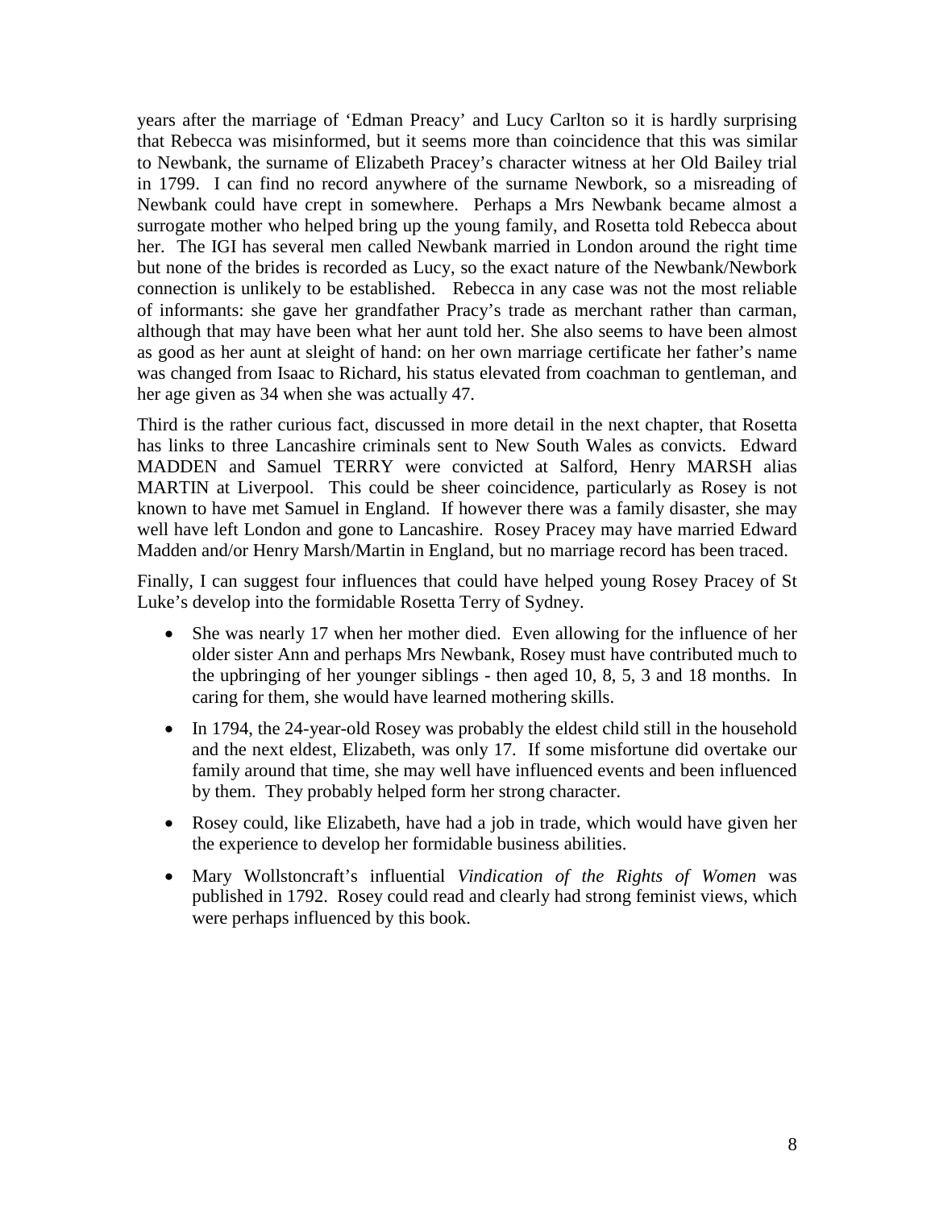years after the marriage of 'Edman Preacy' and Lucy Carlton so it is hardly surprising that Rebecca was misinformed, but it seems more than coincidence that this was similar to Newbank, the surname of Elizabeth Pracey's character witness at her Old Bailey trial in 1799. I can find no record anywhere of the surname Newbork, so a misreading of Newbank could have crept in somewhere. Perhaps a Mrs Newbank became almost a surrogate mother who helped bring up the young family, and Rosetta told Rebecca about her. The IGI has several men called Newbank married in London around the right time but none of the brides is recorded as Lucy, so the exact nature of the Newbank/Newbork connection is unlikely to be established. Rebecca in any case was not the most reliable of informants: she gave her grandfather Pracy's trade as merchant rather than carman, although that may have been what her aunt told her. She also seems to have been almost as good as her aunt at sleight of hand: on her own marriage certificate her father's name was changed from Isaac to Richard, his status elevated from coachman to gentleman, and her age given as 34 when she was actually 47.

Third is the rather curious fact, discussed in more detail in the next chapter, that Rosetta has links to three Lancashire criminals sent to New South Wales as convicts. Edward MADDEN and Samuel TERRY were convicted at Salford, Henry MARSH alias MARTIN at Liverpool. This could be sheer coincidence, particularly as Rosey is not known to have met Samuel in England. If however there was a family disaster, she may well have left London and gone to Lancashire. Rosey Pracey may have married Edward Madden and/or Henry Marsh/Martin in England, but no marriage record has been traced.

Finally, I can suggest four influences that could have helped young Rosey Pracey of St Luke's develop into the formidable Rosetta Terry of Sydney.

- She was nearly 17 when her mother died. Even allowing for the influence of her older sister Ann and perhaps Mrs Newbank, Rosey must have contributed much to the upbringing of her younger siblings - then aged 10, 8, 5, 3 and 18 months. In caring for them, she would have learned mothering skills.
- In 1794, the 24-year-old Rosey was probably the eldest child still in the household and the next eldest, Elizabeth, was only 17. If some misfortune did overtake our family around that time, she may well have influenced events and been influenced by them. They probably helped form her strong character.
- Rosey could, like Elizabeth, have had a job in trade, which would have given her the experience to develop her formidable business abilities.
- Mary Wollstoncraft's influential *Vindication of the Rights of Women* was published in 1792. Rosey could read and clearly had strong feminist views, which were perhaps influenced by this book.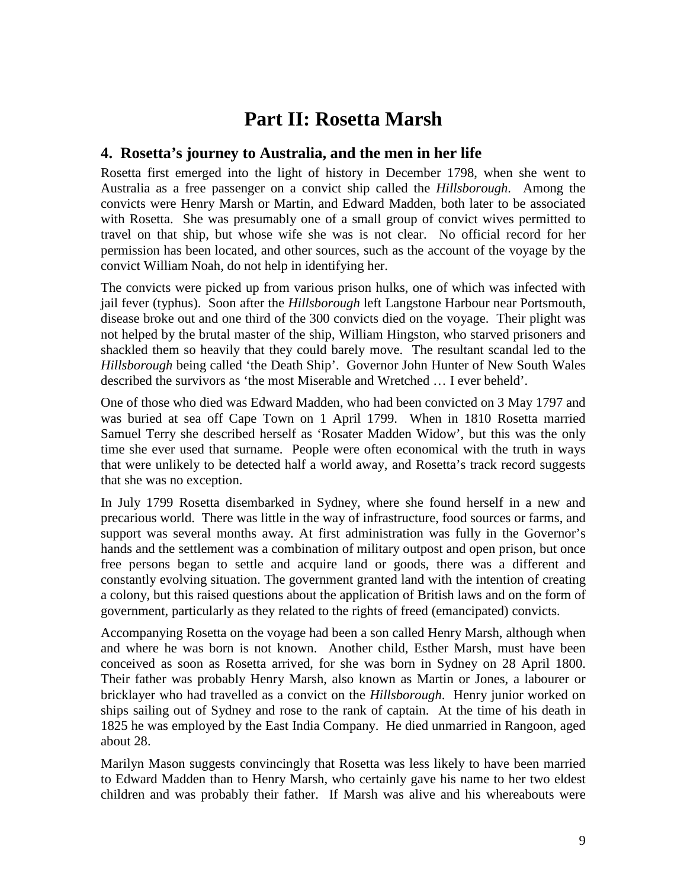# Part II: Rosetta Marsh

## 4. Rosetta's journey to Australia, and the men in her life

Rosetta first emerged into the light of history in December 1798, when she went to Australia as a free passenger on a convict ship called the *Hillsborough*. Among the convicts were Henry Marsh or Martin, and Edward Madden, both later to be associated with Rosetta. She was presumably one of a small group of convict wives permitted to travel on that ship, but whose wife she was is not clear. No official record for her permission has been located, and other sources, such as the account of the voyage by the convict William Noah, do not help in identifying her.

The convicts were picked up from various prison hulks, one of which was infected with jail fever (typhus). Soon after the *Hillsborough* left Langstone Harbour near Portsmouth, disease broke out and one third of the 300 convicts died on the voyage. Their plight was not helped by the brutal master of the ship, William Hingston, who starved prisoners and shackled them so heavily that they could barely move. The resultant scandal led to the *Hillsborough* being called 'the Death Ship'. Governor John Hunter of New South Wales described the survivors as 'the most Miserable and Wretched … I ever beheld'.

One of those who died was Edward Madden, who had been convicted on 3 May 1797 and was buried at sea off Cape Town on 1 April 1799. When in 1810 Rosetta married Samuel Terry she described herself as 'Rosater Madden Widow', but this was the only time she ever used that surname. People were often economical with the truth in ways that were unlikely to be detected half a world away, and Rosetta's track record suggests that she was no exception.

In July 1799 Rosetta disembarked in Sydney, where she found herself in a new and precarious world. There was little in the way of infrastructure, food sources or farms, and support was several months away. At first administration was fully in the Governor's hands and the settlement was a combination of military outpost and open prison, but once free persons began to settle and acquire land or goods, there was a different and constantly evolving situation. The government granted land with the intention of creating a colony, but this raised questions about the application of British laws and on the form of government, particularly as they related to the rights of freed (emancipated) convicts.

Accompanying Rosetta on the voyage had been a son called Henry Marsh, although when and where he was born is not known. Another child, Esther Marsh, must have been conceived as soon as Rosetta arrived, for she was born in Sydney on 28 April 1800. Their father was probably Henry Marsh, also known as Martin or Jones, a labourer or bricklayer who had travelled as a convict on the *Hillsborough*. Henry junior worked on ships sailing out of Sydney and rose to the rank of captain. At the time of his death in 1825 he was employed by the East India Company. He died unmarried in Rangoon, aged about 28.

Marilyn Mason suggests convincingly that Rosetta was less likely to have been married to Edward Madden than to Henry Marsh, who certainly gave his name to her two eldest children and was probably their father. If Marsh was alive and his whereabouts were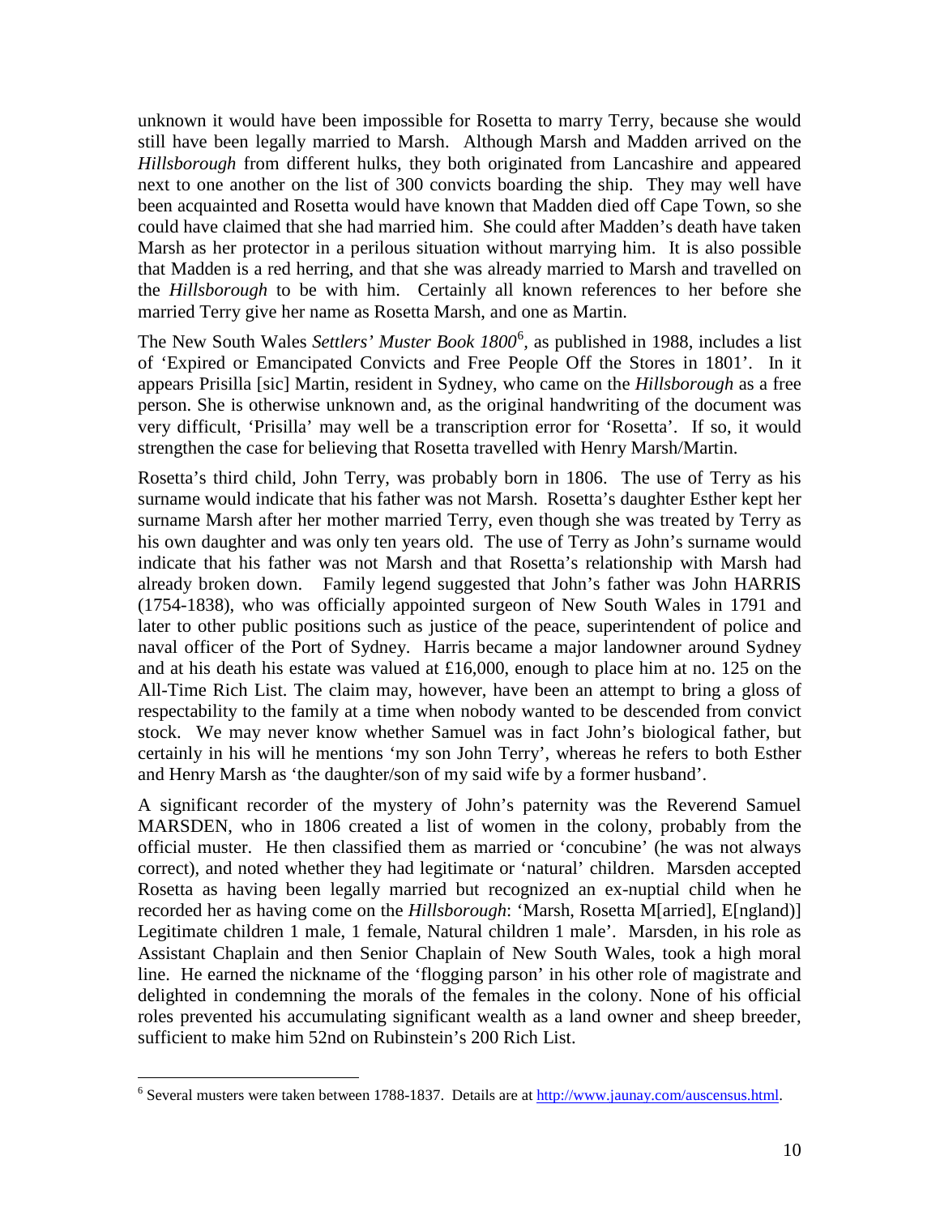unknown it would have been impossible for Rosetta to marry Terry, because she would still have been legally married to Marsh. Although Marsh and Madden arrived on the *Hillsborough* from different hulks, they both originated from Lancashire and appeared next to one another on the list of 300 convicts boarding the ship. They may well have been acquainted and Rosetta would have known that Madden died off Cape Town, so she could have claimed that she had married him. She could after Madden's death have taken Marsh as her protector in a perilous situation without marrying him. It is also possible that Madden is a red herring, and that she was already married to Marsh and travelled on the *Hillsborough* to be with him. Certainly all known references to her before she married Terry give her name as Rosetta Marsh, and one as Martin.

The New South Wales *Settlers' Muster Book 1800*[6], as published in 1988, includes a list of 'Expired or Emancipated Convicts and Free People Off the Stores in 1801'. In it appears Prisilla [sic] Martin, resident in Sydney, who came on the *Hillsborough* as a free person. She is otherwise unknown and, as the original handwriting of the document was very difficult, 'Prisilla' may well be a transcription error for 'Rosetta'. If so, it would strengthen the case for believing that Rosetta travelled with Henry Marsh/Martin.

Rosetta's third child, John Terry, was probably born in 1806. The use of Terry as his surname would indicate that his father was not Marsh. Rosetta's daughter Esther kept her surname Marsh after her mother married Terry, even though she was treated by Terry as his own daughter and was only ten years old. The use of Terry as John's surname would indicate that his father was not Marsh and that Rosetta's relationship with Marsh had already broken down. Family legend suggested that John's father was John HARRIS (1754-1838), who was officially appointed surgeon of New South Wales in 1791 and later to other public positions such as justice of the peace, superintendent of police and naval officer of the Port of Sydney. Harris became a major landowner around Sydney and at his death his estate was valued at £16,000, enough to place him at no. 125 on the All-Time Rich List. The claim may, however, have been an attempt to bring a gloss of respectability to the family at a time when nobody wanted to be descended from convict stock. We may never know whether Samuel was in fact John's biological father, but certainly in his will he mentions 'my son John Terry', whereas he refers to both Esther and Henry Marsh as 'the daughter/son of my said wife by a former husband'.

A significant recorder of the mystery of John's paternity was the Reverend Samuel MARSDEN, who in 1806 created a list of women in the colony, probably from the official muster. He then classified them as married or 'concubine' (he was not always correct), and noted whether they had legitimate or 'natural' children. Marsden accepted Rosetta as having been legally married but recognized an ex-nuptial child when he recorded her as having come on the *Hillsborough*: 'Marsh, Rosetta M[arried], E[ngland)] Legitimate children 1 male, 1 female, Natural children 1 male'. Marsden, in his role as Assistant Chaplain and then Senior Chaplain of New South Wales, took a high moral line. He earned the nickname of the 'flogging parson' in his other role of magistrate and delighted in condemning the morals of the females in the colony. None of his official roles prevented his accumulating significant wealth as a land owner and sheep breeder, sufficient to make him 52nd on Rubinstein's 200 Rich List.

---

[6] Several musters were taken between 1788-1837. Details are at http://www.jaunay.com/auscensus.html.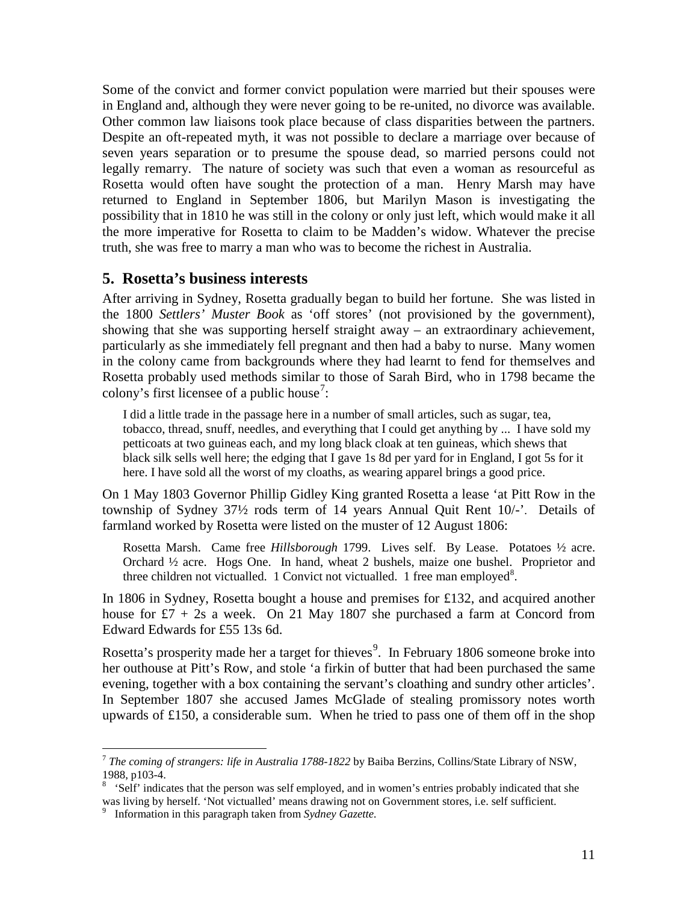Some of the convict and former convict population were married but their spouses were in England and, although they were never going to be re-united, no divorce was available. Other common law liaisons took place because of class disparities between the partners. Despite an oft-repeated myth, it was not possible to declare a marriage over because of seven years separation or to presume the spouse dead, so married persons could not legally remarry. The nature of society was such that even a woman as resourceful as Rosetta would often have sought the protection of a man. Henry Marsh may have returned to England in September 1806, but Marilyn Mason is investigating the possibility that in 1810 he was still in the colony or only just left, which would make it all the more imperative for Rosetta to claim to be Madden's widow. Whatever the precise truth, she was free to marry a man who was to become the richest in Australia.

## 5. Rosetta's business interests

After arriving in Sydney, Rosetta gradually began to build her fortune. She was listed in the 1800 *Settlers' Muster Book* as 'off stores' (not provisioned by the government), showing that she was supporting herself straight away – an extraordinary achievement, particularly as she immediately fell pregnant and then had a baby to nurse. Many women in the colony came from backgrounds where they had learnt to fend for themselves and Rosetta probably used methods similar to those of Sarah Bird, who in 1798 became the colony's first licensee of a public house[7]:

> I did a little trade in the passage here in a number of small articles, such as sugar, tea, tobacco, thread, snuff, needles, and everything that I could get anything by ... I have sold my petticoats at two guineas each, and my long black cloak at ten guineas, which shews that black silk sells well here; the edging that I gave 1s 8d per yard for in England, I got 5s for it here. I have sold all the worst of my cloaths, as wearing apparel brings a good price.

On 1 May 1803 Governor Phillip Gidley King granted Rosetta a lease 'at Pitt Row in the township of Sydney 37½ rods term of 14 years Annual Quit Rent 10/-'. Details of farmland worked by Rosetta were listed on the muster of 12 August 1806:

> Rosetta Marsh. Came free *Hillsborough* 1799. Lives self. By Lease. Potatoes ½ acre. Orchard ½ acre. Hogs One. In hand, wheat 2 bushels, maize one bushel. Proprietor and three children not victualled. 1 Convict not victualled. 1 free man employed[8].

In 1806 in Sydney, Rosetta bought a house and premises for £132, and acquired another house for £7 + 2s a week. On 21 May 1807 she purchased a farm at Concord from Edward Edwards for £55 13s 6d.

Rosetta's prosperity made her a target for thieves[9]. In February 1806 someone broke into her outhouse at Pitt's Row, and stole 'a firkin of butter that had been purchased the same evening, together with a box containing the servant's cloathing and sundry other articles'. In September 1807 she accused James McGlade of stealing promissory notes worth upwards of £150, a considerable sum. When he tried to pass one of them off in the shop

---

[7] *The coming of strangers: life in Australia 1788-1822* by Baiba Berzins, Collins/State Library of NSW, 1988, p103-4.

[8] 'Self' indicates that the person was self employed, and in women's entries probably indicated that she was living by herself. 'Not victualled' means drawing not on Government stores, i.e. self sufficient.

[9] Information in this paragraph taken from *Sydney Gazette*.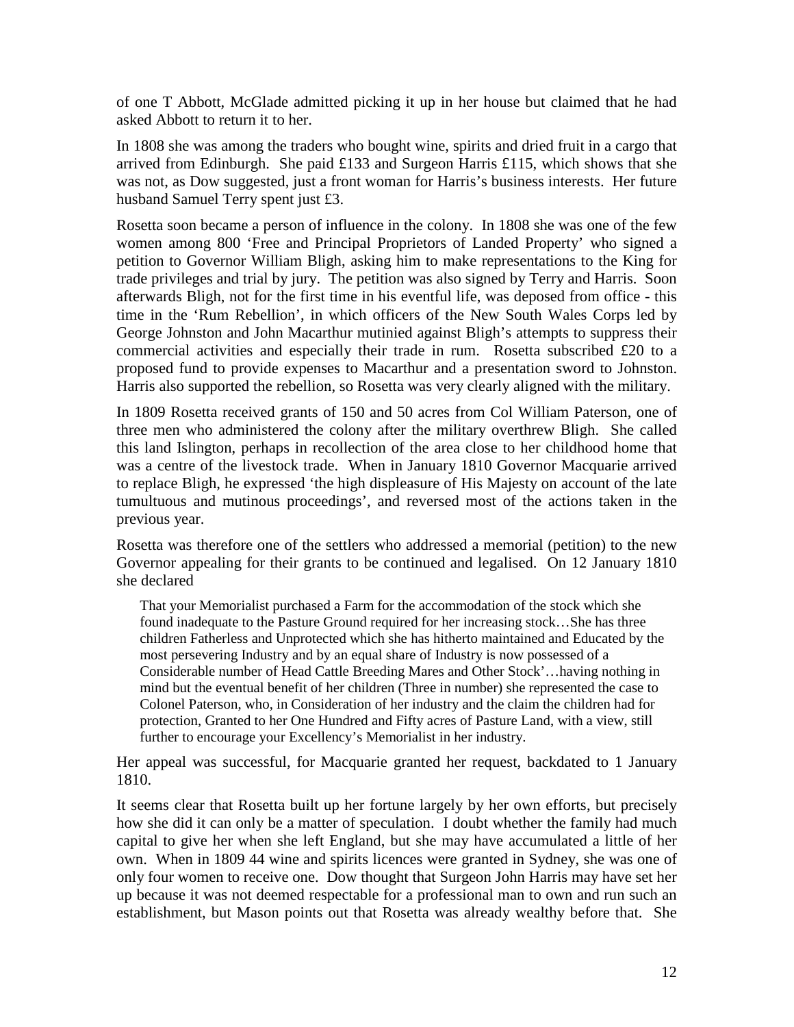of one T Abbott, McGlade admitted picking it up in her house but claimed that he had asked Abbott to return it to her.

In 1808 she was among the traders who bought wine, spirits and dried fruit in a cargo that arrived from Edinburgh. She paid £133 and Surgeon Harris £115, which shows that she was not, as Dow suggested, just a front woman for Harris's business interests. Her future husband Samuel Terry spent just £3.

Rosetta soon became a person of influence in the colony. In 1808 she was one of the few women among 800 'Free and Principal Proprietors of Landed Property' who signed a petition to Governor William Bligh, asking him to make representations to the King for trade privileges and trial by jury. The petition was also signed by Terry and Harris. Soon afterwards Bligh, not for the first time in his eventful life, was deposed from office - this time in the 'Rum Rebellion', in which officers of the New South Wales Corps led by George Johnston and John Macarthur mutinied against Bligh's attempts to suppress their commercial activities and especially their trade in rum. Rosetta subscribed £20 to a proposed fund to provide expenses to Macarthur and a presentation sword to Johnston. Harris also supported the rebellion, so Rosetta was very clearly aligned with the military.

In 1809 Rosetta received grants of 150 and 50 acres from Col William Paterson, one of three men who administered the colony after the military overthrew Bligh. She called this land Islington, perhaps in recollection of the area close to her childhood home that was a centre of the livestock trade. When in January 1810 Governor Macquarie arrived to replace Bligh, he expressed 'the high displeasure of His Majesty on account of the late tumultuous and mutinous proceedings', and reversed most of the actions taken in the previous year.

Rosetta was therefore one of the settlers who addressed a memorial (petition) to the new Governor appealing for their grants to be continued and legalised. On 12 January 1810 she declared

> That your Memorialist purchased a Farm for the accommodation of the stock which she found inadequate to the Pasture Ground required for her increasing stock…She has three children Fatherless and Unprotected which she has hitherto maintained and Educated by the most persevering Industry and by an equal share of Industry is now possessed of a Considerable number of Head Cattle Breeding Mares and Other Stock'…having nothing in mind but the eventual benefit of her children (Three in number) she represented the case to Colonel Paterson, who, in Consideration of her industry and the claim the children had for protection, Granted to her One Hundred and Fifty acres of Pasture Land, with a view, still further to encourage your Excellency's Memorialist in her industry.

Her appeal was successful, for Macquarie granted her request, backdated to 1 January 1810.

It seems clear that Rosetta built up her fortune largely by her own efforts, but precisely how she did it can only be a matter of speculation. I doubt whether the family had much capital to give her when she left England, but she may have accumulated a little of her own. When in 1809 44 wine and spirits licences were granted in Sydney, she was one of only four women to receive one. Dow thought that Surgeon John Harris may have set her up because it was not deemed respectable for a professional man to own and run such an establishment, but Mason points out that Rosetta was already wealthy before that. She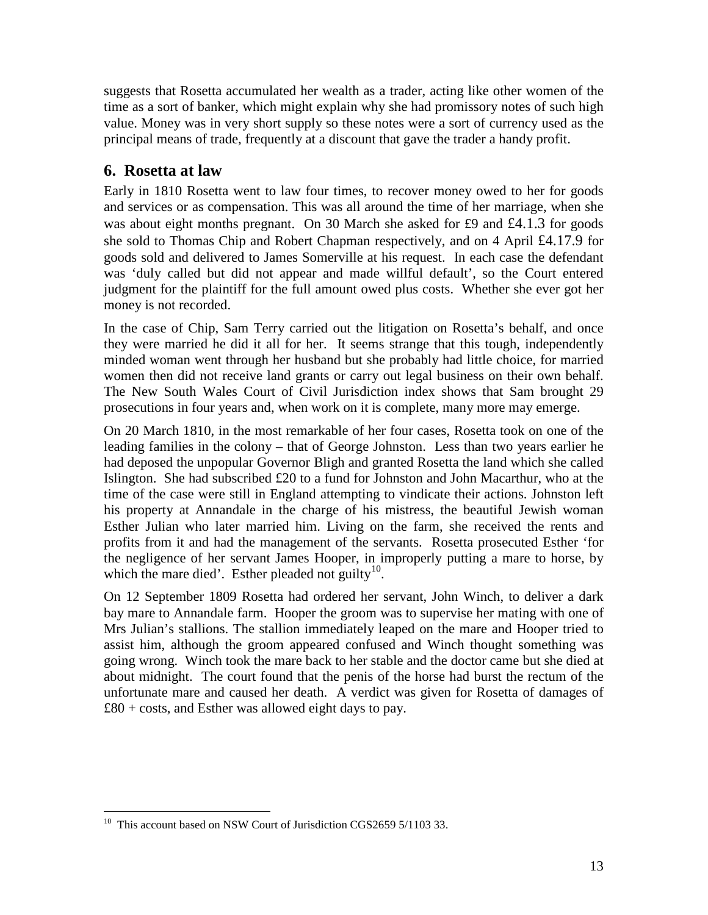suggests that Rosetta accumulated her wealth as a trader, acting like other women of the time as a sort of banker, which might explain why she had promissory notes of such high value. Money was in very short supply so these notes were a sort of currency used as the principal means of trade, frequently at a discount that gave the trader a handy profit.

## 6. Rosetta at law

Early in 1810 Rosetta went to law four times, to recover money owed to her for goods and services or as compensation. This was all around the time of her marriage, when she was about eight months pregnant. On 30 March she asked for £9 and £4.1.3 for goods she sold to Thomas Chip and Robert Chapman respectively, and on 4 April £4.17.9 for goods sold and delivered to James Somerville at his request. In each case the defendant was 'duly called but did not appear and made willful default', so the Court entered judgment for the plaintiff for the full amount owed plus costs. Whether she ever got her money is not recorded.

In the case of Chip, Sam Terry carried out the litigation on Rosetta's behalf, and once they were married he did it all for her. It seems strange that this tough, independently minded woman went through her husband but she probably had little choice, for married women then did not receive land grants or carry out legal business on their own behalf. The New South Wales Court of Civil Jurisdiction index shows that Sam brought 29 prosecutions in four years and, when work on it is complete, many more may emerge.

On 20 March 1810, in the most remarkable of her four cases, Rosetta took on one of the leading families in the colony – that of George Johnston. Less than two years earlier he had deposed the unpopular Governor Bligh and granted Rosetta the land which she called Islington. She had subscribed £20 to a fund for Johnston and John Macarthur, who at the time of the case were still in England attempting to vindicate their actions. Johnston left his property at Annandale in the charge of his mistress, the beautiful Jewish woman Esther Julian who later married him. Living on the farm, she received the rents and profits from it and had the management of the servants. Rosetta prosecuted Esther 'for the negligence of her servant James Hooper, in improperly putting a mare to horse, by which the mare died'. Esther pleaded not guilty[10].

On 12 September 1809 Rosetta had ordered her servant, John Winch, to deliver a dark bay mare to Annandale farm. Hooper the groom was to supervise her mating with one of Mrs Julian's stallions. The stallion immediately leaped on the mare and Hooper tried to assist him, although the groom appeared confused and Winch thought something was going wrong. Winch took the mare back to her stable and the doctor came but she died at about midnight. The court found that the penis of the horse had burst the rectum of the unfortunate mare and caused her death. A verdict was given for Rosetta of damages of £80 + costs, and Esther was allowed eight days to pay.

---

[10] This account based on NSW Court of Jurisdiction CGS2659 5/1103 33.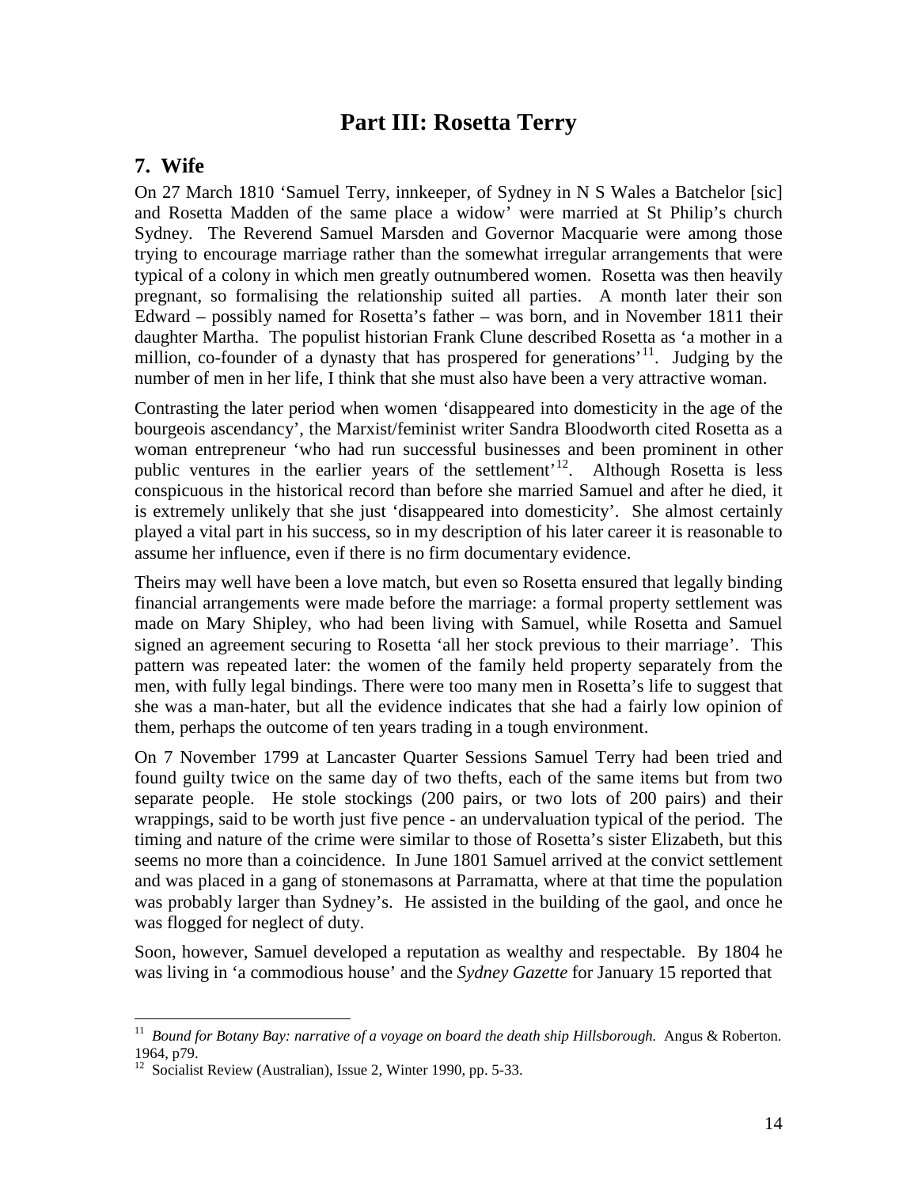# Part III: Rosetta Terry

## 7. Wife

On 27 March 1810 'Samuel Terry, innkeeper, of Sydney in N S Wales a Batchelor [sic] and Rosetta Madden of the same place a widow' were married at St Philip's church Sydney. The Reverend Samuel Marsden and Governor Macquarie were among those trying to encourage marriage rather than the somewhat irregular arrangements that were typical of a colony in which men greatly outnumbered women. Rosetta was then heavily pregnant, so formalising the relationship suited all parties. A month later their son Edward – possibly named for Rosetta's father – was born, and in November 1811 their daughter Martha. The populist historian Frank Clune described Rosetta as 'a mother in a million, co-founder of a dynasty that has prospered for generations'[11]. Judging by the number of men in her life, I think that she must also have been a very attractive woman.

Contrasting the later period when women 'disappeared into domesticity in the age of the bourgeois ascendancy', the Marxist/feminist writer Sandra Bloodworth cited Rosetta as a woman entrepreneur 'who had run successful businesses and been prominent in other public ventures in the earlier years of the settlement'[12]. Although Rosetta is less conspicuous in the historical record than before she married Samuel and after he died, it is extremely unlikely that she just 'disappeared into domesticity'. She almost certainly played a vital part in his success, so in my description of his later career it is reasonable to assume her influence, even if there is no firm documentary evidence.

Theirs may well have been a love match, but even so Rosetta ensured that legally binding financial arrangements were made before the marriage: a formal property settlement was made on Mary Shipley, who had been living with Samuel, while Rosetta and Samuel signed an agreement securing to Rosetta 'all her stock previous to their marriage'. This pattern was repeated later: the women of the family held property separately from the men, with fully legal bindings. There were too many men in Rosetta's life to suggest that she was a man-hater, but all the evidence indicates that she had a fairly low opinion of them, perhaps the outcome of ten years trading in a tough environment.

On 7 November 1799 at Lancaster Quarter Sessions Samuel Terry had been tried and found guilty twice on the same day of two thefts, each of the same items but from two separate people. He stole stockings (200 pairs, or two lots of 200 pairs) and their wrappings, said to be worth just five pence - an undervaluation typical of the period. The timing and nature of the crime were similar to those of Rosetta's sister Elizabeth, but this seems no more than a coincidence. In June 1801 Samuel arrived at the convict settlement and was placed in a gang of stonemasons at Parramatta, where at that time the population was probably larger than Sydney's. He assisted in the building of the gaol, and once he was flogged for neglect of duty.

Soon, however, Samuel developed a reputation as wealthy and respectable. By 1804 he was living in 'a commodious house' and the *Sydney Gazette* for January 15 reported that

---

[11] *Bound for Botany Bay: narrative of a voyage on board the death ship Hillsborough.* Angus & Roberton. 1964, p79.

[12] Socialist Review (Australian), Issue 2, Winter 1990, pp. 5-33.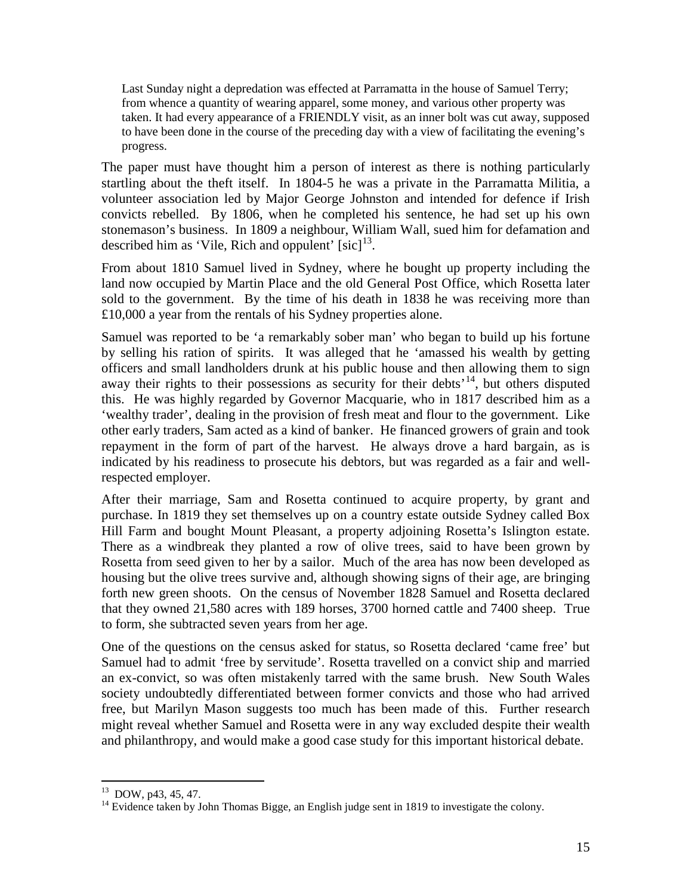> Last Sunday night a depredation was effected at Parramatta in the house of Samuel Terry; from whence a quantity of wearing apparel, some money, and various other property was taken. It had every appearance of a FRIENDLY visit, as an inner bolt was cut away, supposed to have been done in the course of the preceding day with a view of facilitating the evening's progress.

The paper must have thought him a person of interest as there is nothing particularly startling about the theft itself. In 1804-5 he was a private in the Parramatta Militia, a volunteer association led by Major George Johnston and intended for defence if Irish convicts rebelled. By 1806, when he completed his sentence, he had set up his own stonemason's business. In 1809 a neighbour, William Wall, sued him for defamation and described him as 'Vile, Rich and oppulent' [sic][13].

From about 1810 Samuel lived in Sydney, where he bought up property including the land now occupied by Martin Place and the old General Post Office, which Rosetta later sold to the government. By the time of his death in 1838 he was receiving more than £10,000 a year from the rentals of his Sydney properties alone.

Samuel was reported to be 'a remarkably sober man' who began to build up his fortune by selling his ration of spirits. It was alleged that he 'amassed his wealth by getting officers and small landholders drunk at his public house and then allowing them to sign away their rights to their possessions as security for their debts'[14], but others disputed this. He was highly regarded by Governor Macquarie, who in 1817 described him as a 'wealthy trader', dealing in the provision of fresh meat and flour to the government. Like other early traders, Sam acted as a kind of banker. He financed growers of grain and took repayment in the form of part of the harvest. He always drove a hard bargain, as is indicated by his readiness to prosecute his debtors, but was regarded as a fair and well-respected employer.

After their marriage, Sam and Rosetta continued to acquire property, by grant and purchase. In 1819 they set themselves up on a country estate outside Sydney called Box Hill Farm and bought Mount Pleasant, a property adjoining Rosetta's Islington estate. There as a windbreak they planted a row of olive trees, said to have been grown by Rosetta from seed given to her by a sailor. Much of the area has now been developed as housing but the olive trees survive and, although showing signs of their age, are bringing forth new green shoots. On the census of November 1828 Samuel and Rosetta declared that they owned 21,580 acres with 189 horses, 3700 horned cattle and 7400 sheep. True to form, she subtracted seven years from her age.

One of the questions on the census asked for status, so Rosetta declared 'came free' but Samuel had to admit 'free by servitude'. Rosetta travelled on a convict ship and married an ex-convict, so was often mistakenly tarred with the same brush. New South Wales society undoubtedly differentiated between former convicts and those who had arrived free, but Marilyn Mason suggests too much has been made of this. Further research might reveal whether Samuel and Rosetta were in any way excluded despite their wealth and philanthropy, and would make a good case study for this important historical debate.

---

[13] DOW, p43, 45, 47.

[14] Evidence taken by John Thomas Bigge, an English judge sent in 1819 to investigate the colony.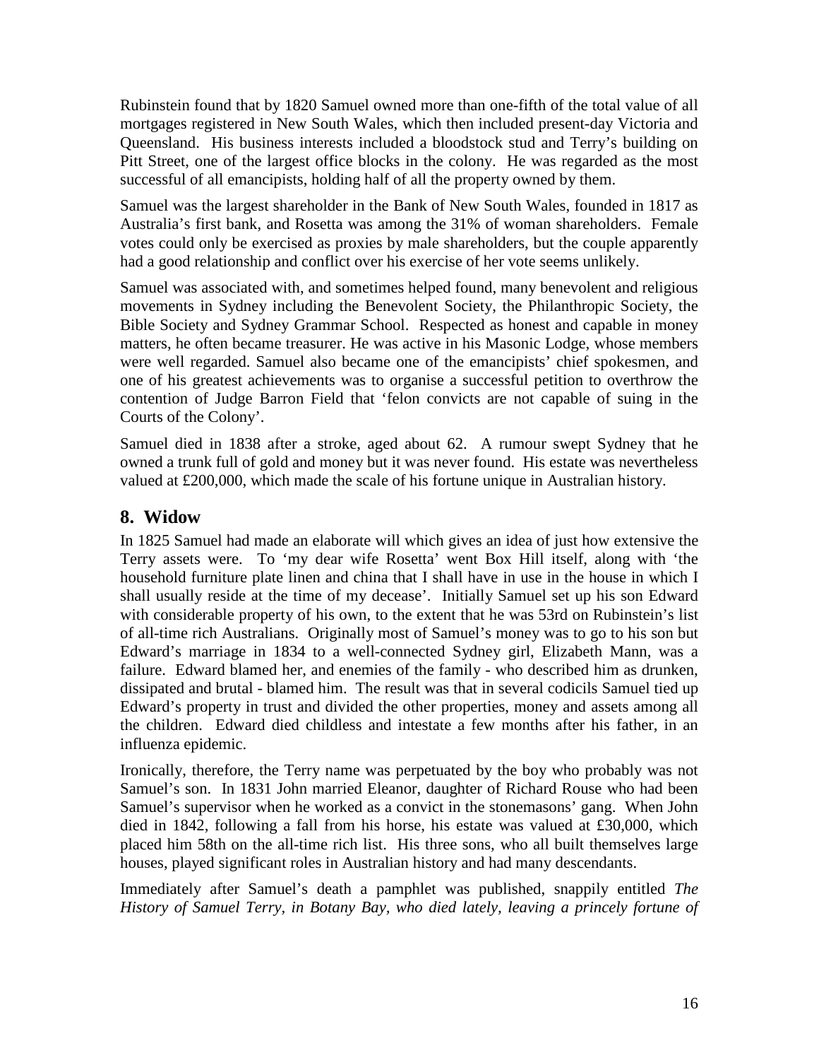Rubinstein found that by 1820 Samuel owned more than one-fifth of the total value of all mortgages registered in New South Wales, which then included present-day Victoria and Queensland. His business interests included a bloodstock stud and Terry's building on Pitt Street, one of the largest office blocks in the colony. He was regarded as the most successful of all emancipists, holding half of all the property owned by them.

Samuel was the largest shareholder in the Bank of New South Wales, founded in 1817 as Australia's first bank, and Rosetta was among the 31% of woman shareholders. Female votes could only be exercised as proxies by male shareholders, but the couple apparently had a good relationship and conflict over his exercise of her vote seems unlikely.

Samuel was associated with, and sometimes helped found, many benevolent and religious movements in Sydney including the Benevolent Society, the Philanthropic Society, the Bible Society and Sydney Grammar School. Respected as honest and capable in money matters, he often became treasurer. He was active in his Masonic Lodge, whose members were well regarded. Samuel also became one of the emancipists' chief spokesmen, and one of his greatest achievements was to organise a successful petition to overthrow the contention of Judge Barron Field that 'felon convicts are not capable of suing in the Courts of the Colony'.

Samuel died in 1838 after a stroke, aged about 62. A rumour swept Sydney that he owned a trunk full of gold and money but it was never found. His estate was nevertheless valued at £200,000, which made the scale of his fortune unique in Australian history.

## 8. Widow

In 1825 Samuel had made an elaborate will which gives an idea of just how extensive the Terry assets were. To 'my dear wife Rosetta' went Box Hill itself, along with 'the household furniture plate linen and china that I shall have in use in the house in which I shall usually reside at the time of my decease'. Initially Samuel set up his son Edward with considerable property of his own, to the extent that he was 53rd on Rubinstein's list of all-time rich Australians. Originally most of Samuel's money was to go to his son but Edward's marriage in 1834 to a well-connected Sydney girl, Elizabeth Mann, was a failure. Edward blamed her, and enemies of the family - who described him as drunken, dissipated and brutal - blamed him. The result was that in several codicils Samuel tied up Edward's property in trust and divided the other properties, money and assets among all the children. Edward died childless and intestate a few months after his father, in an influenza epidemic.

Ironically, therefore, the Terry name was perpetuated by the boy who probably was not Samuel's son. In 1831 John married Eleanor, daughter of Richard Rouse who had been Samuel's supervisor when he worked as a convict in the stonemasons' gang. When John died in 1842, following a fall from his horse, his estate was valued at £30,000, which placed him 58th on the all-time rich list. His three sons, who all built themselves large houses, played significant roles in Australian history and had many descendants.

Immediately after Samuel's death a pamphlet was published, snappily entitled *The History of Samuel Terry, in Botany Bay, who died lately, leaving a princely fortune of*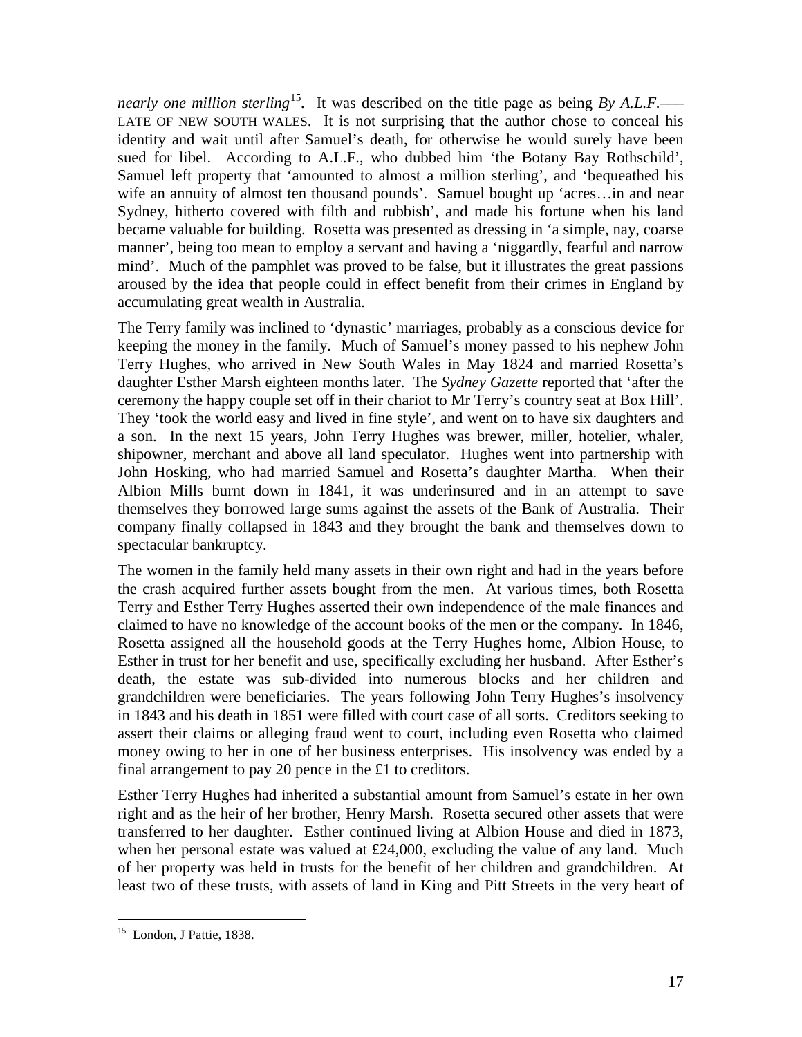*nearly one million sterling*[15]. It was described on the title page as being *By A.L.F.*—— LATE OF NEW SOUTH WALES. It is not surprising that the author chose to conceal his identity and wait until after Samuel's death, for otherwise he would surely have been sued for libel. According to A.L.F., who dubbed him 'the Botany Bay Rothschild', Samuel left property that 'amounted to almost a million sterling', and 'bequeathed his wife an annuity of almost ten thousand pounds'. Samuel bought up 'acres…in and near Sydney, hitherto covered with filth and rubbish', and made his fortune when his land became valuable for building. Rosetta was presented as dressing in 'a simple, nay, coarse manner', being too mean to employ a servant and having a 'niggardly, fearful and narrow mind'. Much of the pamphlet was proved to be false, but it illustrates the great passions aroused by the idea that people could in effect benefit from their crimes in England by accumulating great wealth in Australia.

The Terry family was inclined to 'dynastic' marriages, probably as a conscious device for keeping the money in the family. Much of Samuel's money passed to his nephew John Terry Hughes, who arrived in New South Wales in May 1824 and married Rosetta's daughter Esther Marsh eighteen months later. The *Sydney Gazette* reported that 'after the ceremony the happy couple set off in their chariot to Mr Terry's country seat at Box Hill'. They 'took the world easy and lived in fine style', and went on to have six daughters and a son. In the next 15 years, John Terry Hughes was brewer, miller, hotelier, whaler, shipowner, merchant and above all land speculator. Hughes went into partnership with John Hosking, who had married Samuel and Rosetta's daughter Martha. When their Albion Mills burnt down in 1841, it was underinsured and in an attempt to save themselves they borrowed large sums against the assets of the Bank of Australia. Their company finally collapsed in 1843 and they brought the bank and themselves down to spectacular bankruptcy.

The women in the family held many assets in their own right and had in the years before the crash acquired further assets bought from the men. At various times, both Rosetta Terry and Esther Terry Hughes asserted their own independence of the male finances and claimed to have no knowledge of the account books of the men or the company. In 1846, Rosetta assigned all the household goods at the Terry Hughes home, Albion House, to Esther in trust for her benefit and use, specifically excluding her husband. After Esther's death, the estate was sub-divided into numerous blocks and her children and grandchildren were beneficiaries. The years following John Terry Hughes's insolvency in 1843 and his death in 1851 were filled with court case of all sorts. Creditors seeking to assert their claims or alleging fraud went to court, including even Rosetta who claimed money owing to her in one of her business enterprises. His insolvency was ended by a final arrangement to pay 20 pence in the £1 to creditors.

Esther Terry Hughes had inherited a substantial amount from Samuel's estate in her own right and as the heir of her brother, Henry Marsh. Rosetta secured other assets that were transferred to her daughter. Esther continued living at Albion House and died in 1873, when her personal estate was valued at £24,000, excluding the value of any land. Much of her property was held in trusts for the benefit of her children and grandchildren. At least two of these trusts, with assets of land in King and Pitt Streets in the very heart of

[15] London, J Pattie, 1838.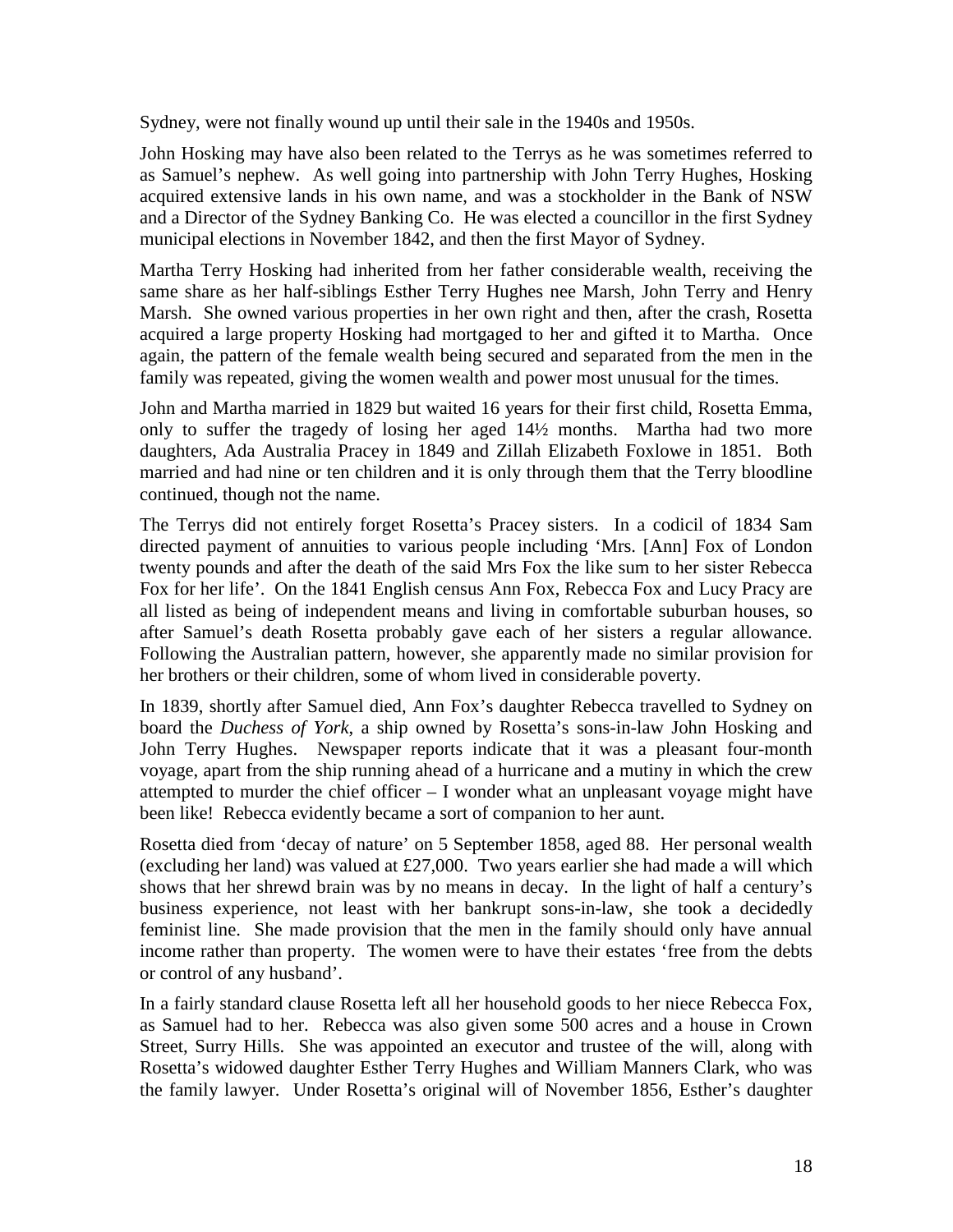Sydney, were not finally wound up until their sale in the 1940s and 1950s.

John Hosking may have also been related to the Terrys as he was sometimes referred to as Samuel's nephew. As well going into partnership with John Terry Hughes, Hosking acquired extensive lands in his own name, and was a stockholder in the Bank of NSW and a Director of the Sydney Banking Co. He was elected a councillor in the first Sydney municipal elections in November 1842, and then the first Mayor of Sydney.

Martha Terry Hosking had inherited from her father considerable wealth, receiving the same share as her half-siblings Esther Terry Hughes nee Marsh, John Terry and Henry Marsh. She owned various properties in her own right and then, after the crash, Rosetta acquired a large property Hosking had mortgaged to her and gifted it to Martha. Once again, the pattern of the female wealth being secured and separated from the men in the family was repeated, giving the women wealth and power most unusual for the times.

John and Martha married in 1829 but waited 16 years for their first child, Rosetta Emma, only to suffer the tragedy of losing her aged 14½ months. Martha had two more daughters, Ada Australia Pracey in 1849 and Zillah Elizabeth Foxlowe in 1851. Both married and had nine or ten children and it is only through them that the Terry bloodline continued, though not the name.

The Terrys did not entirely forget Rosetta's Pracey sisters. In a codicil of 1834 Sam directed payment of annuities to various people including 'Mrs. [Ann] Fox of London twenty pounds and after the death of the said Mrs Fox the like sum to her sister Rebecca Fox for her life'. On the 1841 English census Ann Fox, Rebecca Fox and Lucy Pracy are all listed as being of independent means and living in comfortable suburban houses, so after Samuel's death Rosetta probably gave each of her sisters a regular allowance. Following the Australian pattern, however, she apparently made no similar provision for her brothers or their children, some of whom lived in considerable poverty.

In 1839, shortly after Samuel died, Ann Fox's daughter Rebecca travelled to Sydney on board the *Duchess of York*, a ship owned by Rosetta's sons-in-law John Hosking and John Terry Hughes. Newspaper reports indicate that it was a pleasant four-month voyage, apart from the ship running ahead of a hurricane and a mutiny in which the crew attempted to murder the chief officer – I wonder what an unpleasant voyage might have been like! Rebecca evidently became a sort of companion to her aunt.

Rosetta died from 'decay of nature' on 5 September 1858, aged 88. Her personal wealth (excluding her land) was valued at £27,000. Two years earlier she had made a will which shows that her shrewd brain was by no means in decay. In the light of half a century's business experience, not least with her bankrupt sons-in-law, she took a decidedly feminist line. She made provision that the men in the family should only have annual income rather than property. The women were to have their estates 'free from the debts or control of any husband'.

In a fairly standard clause Rosetta left all her household goods to her niece Rebecca Fox, as Samuel had to her. Rebecca was also given some 500 acres and a house in Crown Street, Surry Hills. She was appointed an executor and trustee of the will, along with Rosetta's widowed daughter Esther Terry Hughes and William Manners Clark, who was the family lawyer. Under Rosetta's original will of November 1856, Esther's daughter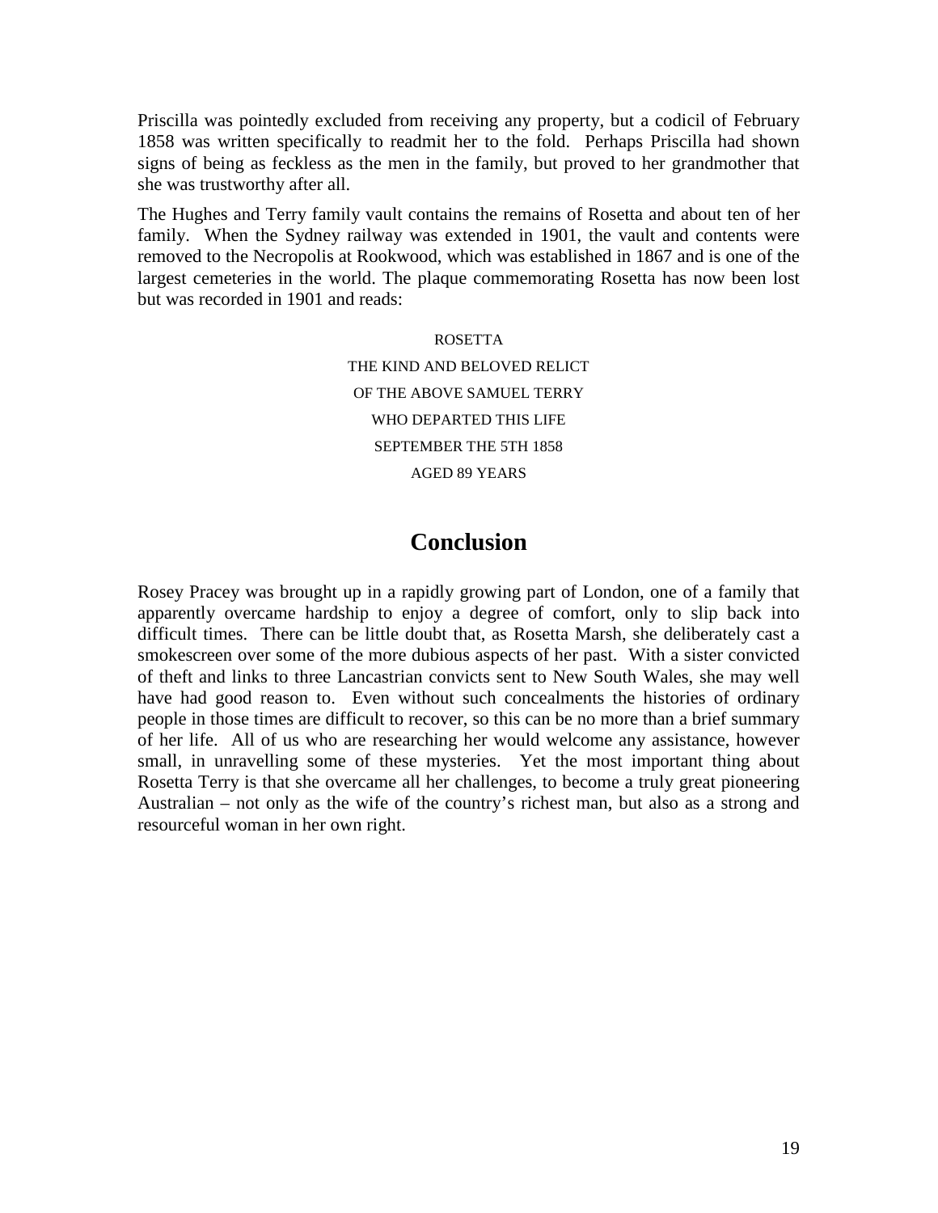Priscilla was pointedly excluded from receiving any property, but a codicil of February 1858 was written specifically to readmit her to the fold. Perhaps Priscilla had shown signs of being as feckless as the men in the family, but proved to her grandmother that she was trustworthy after all.

The Hughes and Terry family vault contains the remains of Rosetta and about ten of her family. When the Sydney railway was extended in 1901, the vault and contents were removed to the Necropolis at Rookwood, which was established in 1867 and is one of the largest cemeteries in the world. The plaque commemorating Rosetta has now been lost but was recorded in 1901 and reads:

ROSETTA
THE KIND AND BELOVED RELICT
OF THE ABOVE SAMUEL TERRY
WHO DEPARTED THIS LIFE
SEPTEMBER THE 5TH 1858
AGED 89 YEARS

## Conclusion

Rosey Pracey was brought up in a rapidly growing part of London, one of a family that apparently overcame hardship to enjoy a degree of comfort, only to slip back into difficult times. There can be little doubt that, as Rosetta Marsh, she deliberately cast a smokescreen over some of the more dubious aspects of her past. With a sister convicted of theft and links to three Lancastrian convicts sent to New South Wales, she may well have had good reason to. Even without such concealments the histories of ordinary people in those times are difficult to recover, so this can be no more than a brief summary of her life. All of us who are researching her would welcome any assistance, however small, in unravelling some of these mysteries. Yet the most important thing about Rosetta Terry is that she overcame all her challenges, to become a truly great pioneering Australian – not only as the wife of the country's richest man, but also as a strong and resourceful woman in her own right.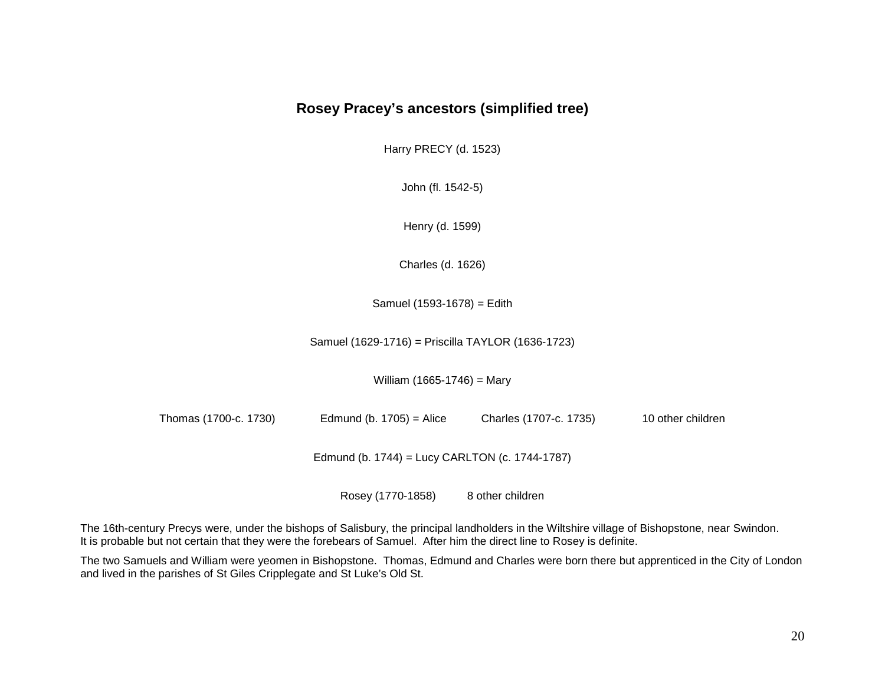## Rosey Pracey's ancestors (simplified tree)

Harry PRECY (d. 1523)

John (fl. 1542-5)

Henry (d. 1599)

Charles (d. 1626)

Samuel (1593-1678) = Edith

Samuel (1629-1716) = Priscilla TAYLOR (1636-1723)

William (1665-1746) = Mary

Thomas (1700-c. 1730) — Edmund (b. 1705) = Alice — Charles (1707-c. 1735) — 10 other children

Edmund (b. 1744) = Lucy CARLTON (c. 1744-1787)

Rosey (1770-1858) — 8 other children

The 16th-century Precys were, under the bishops of Salisbury, the principal landholders in the Wiltshire village of Bishopstone, near Swindon. It is probable but not certain that they were the forebears of Samuel. After him the direct line to Rosey is definite.

The two Samuels and William were yeomen in Bishopstone. Thomas, Edmund and Charles were born there but apprenticed in the City of London and lived in the parishes of St Giles Cripplegate and St Luke's Old St.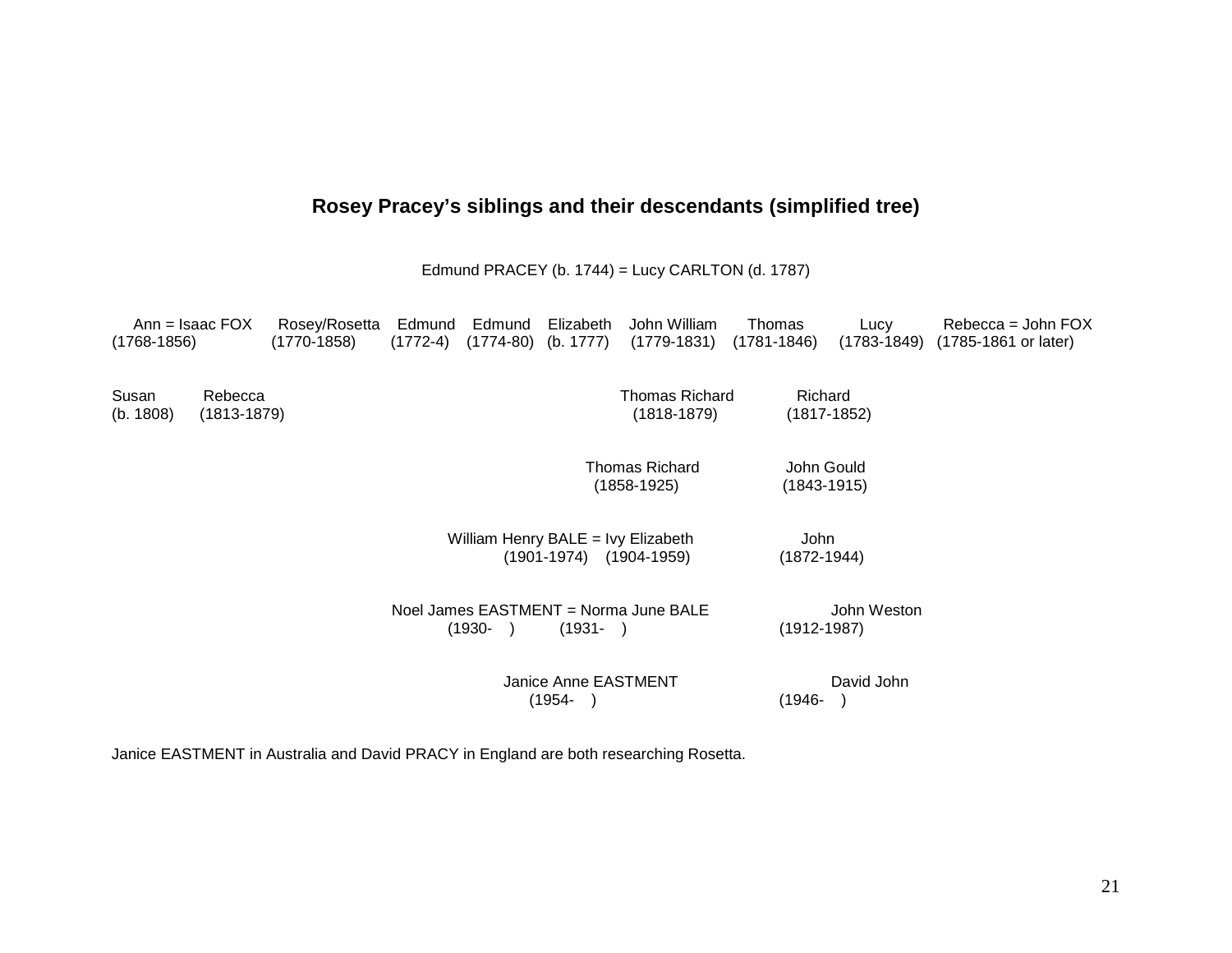## Rosey Pracey's siblings and their descendants (simplified tree)

Edmund PRACEY (b. 1744) = Lucy CARLTON (d. 1787)

| Ann = Isaac FOX | Rosey/Rosetta | Edmund | Edmund | Elizabeth | John William | Thomas | Lucy | Rebecca = John FOX |
|---|---|---|---|---|---|---|---|---|
| (1768-1856) | (1770-1858) | (1772-4) | (1774-80) | (b. 1777) | (1779-1831) | (1781-1846) | (1783-1849) | (1785-1861 or later) |

Children of Ann = Isaac FOX: Susan (b. 1808); Rebecca (1813-1879)

Child of John William: Thomas Richard (1818-1879)

Child of Thomas: Richard (1817-1852)

Descendants of Thomas Richard (1818-1879):

- Thomas Richard (1858-1925)
- William Henry BALE = Ivy Elizabeth (1901-1974) (1904-1959)
- Noel James EASTMENT = Norma June BALE (1930- ) (1931- )
- Janice Anne EASTMENT (1954- )

Descendants of Richard (1817-1852):

- John Gould (1843-1915)
- John (1872-1944)
- John Weston (1912-1987)
- David John (1946- )

Janice EASTMENT in Australia and David PRACY in England are both researching Rosetta.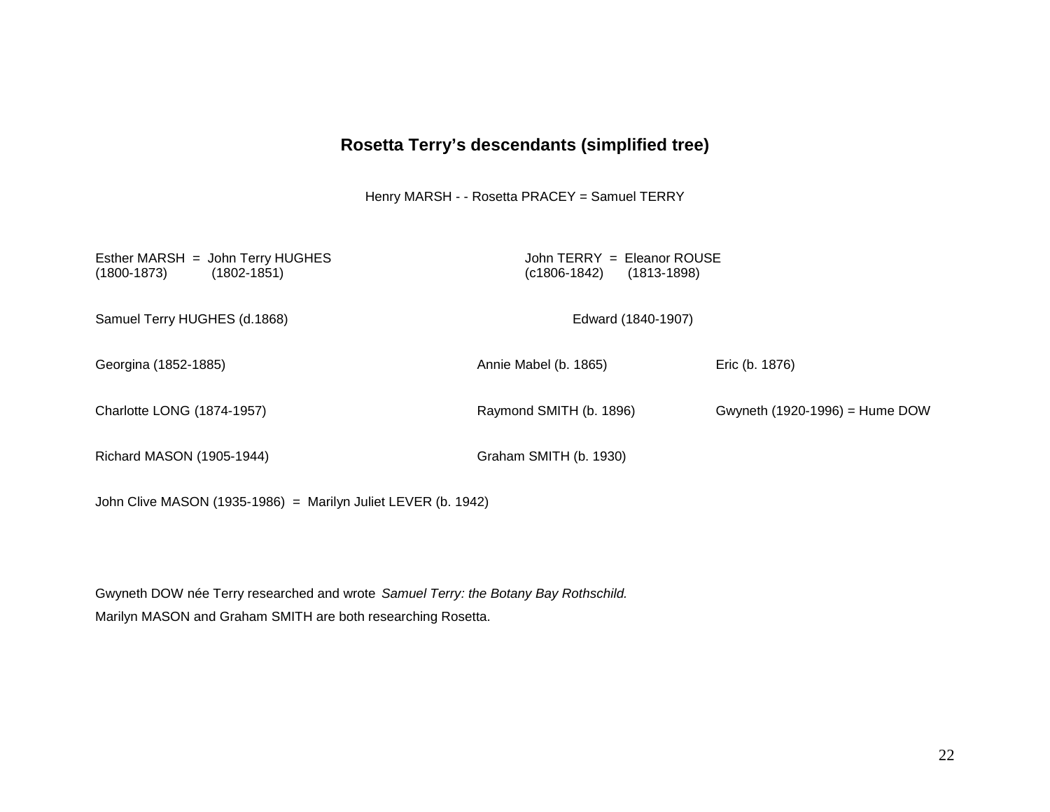## Rosetta Terry's descendants (simplified tree)

Henry MARSH - - Rosetta PRACEY = Samuel TERRY

Esther MARSH = John Terry HUGHES
(1800-1873) (1802-1851)

John TERRY = Eleanor ROUSE
(c1806-1842) (1813-1898)

Samuel Terry HUGHES (d.1868)

Edward (1840-1907)

Georgina (1852-1885)

Annie Mabel (b. 1865)

Eric (b. 1876)

Charlotte LONG (1874-1957)

Raymond SMITH (b. 1896)

Gwyneth (1920-1996) = Hume DOW

Richard MASON (1905-1944)

Graham SMITH (b. 1930)

John Clive MASON (1935-1986) = Marilyn Juliet LEVER (b. 1942)

Gwyneth DOW née Terry researched and wrote *Samuel Terry: the Botany Bay Rothschild.*

Marilyn MASON and Graham SMITH are both researching Rosetta.